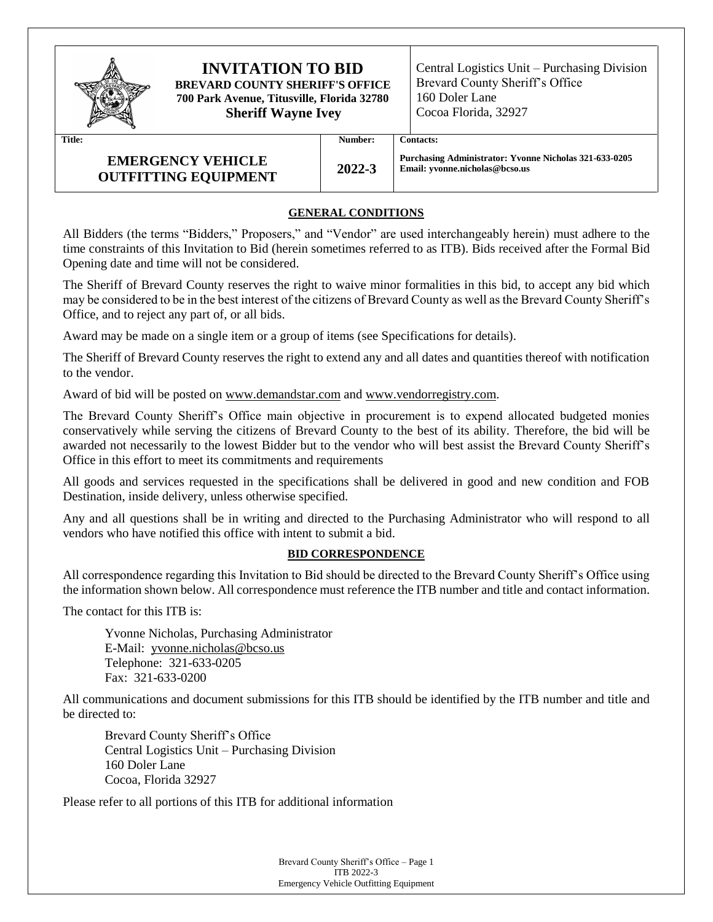# INVITATION TO BID

**BREVARD COUNTY SHERIFF'S OFFICE**
**700 Park Avenue, Titusville, Florida 32780**
**Sheriff Wayne Ivey**

Central Logistics Unit – Purchasing Division
Brevard County Sheriff's Office
160 Doler Lane
Cocoa Florida, 32927

| Title: | Number: | Contacts: |
|---|---|---|
| **EMERGENCY VEHICLE OUTFITTING EQUIPMENT** | **2022-3** | **Purchasing Administrator: Yvonne Nicholas 321-633-0205**<br>**Email: yvonne.nicholas@bcso.us** |

## GENERAL CONDITIONS

All Bidders (the terms "Bidders," Proposers," and "Vendor" are used interchangeably herein) must adhere to the time constraints of this Invitation to Bid (herein sometimes referred to as ITB). Bids received after the Formal Bid Opening date and time will not be considered.

The Sheriff of Brevard County reserves the right to waive minor formalities in this bid, to accept any bid which may be considered to be in the best interest of the citizens of Brevard County as well as the Brevard County Sheriff's Office, and to reject any part of, or all bids.

Award may be made on a single item or a group of items (see Specifications for details).

The Sheriff of Brevard County reserves the right to extend any and all dates and quantities thereof with notification to the vendor.

Award of bid will be posted on www.demandstar.com and www.vendorregistry.com.

The Brevard County Sheriff's Office main objective in procurement is to expend allocated budgeted monies conservatively while serving the citizens of Brevard County to the best of its ability. Therefore, the bid will be awarded not necessarily to the lowest Bidder but to the vendor who will best assist the Brevard County Sheriff's Office in this effort to meet its commitments and requirements

All goods and services requested in the specifications shall be delivered in good and new condition and FOB Destination, inside delivery, unless otherwise specified.

Any and all questions shall be in writing and directed to the Purchasing Administrator who will respond to all vendors who have notified this office with intent to submit a bid.

## BID CORRESPONDENCE

All correspondence regarding this Invitation to Bid should be directed to the Brevard County Sheriff's Office using the information shown below. All correspondence must reference the ITB number and title and contact information.

The contact for this ITB is:

Yvonne Nicholas, Purchasing Administrator
E-Mail: yvonne.nicholas@bcso.us
Telephone: 321-633-0205
Fax: 321-633-0200

All communications and document submissions for this ITB should be identified by the ITB number and title and be directed to:

Brevard County Sheriff's Office
Central Logistics Unit – Purchasing Division
160 Doler Lane
Cocoa, Florida 32927

Please refer to all portions of this ITB for additional information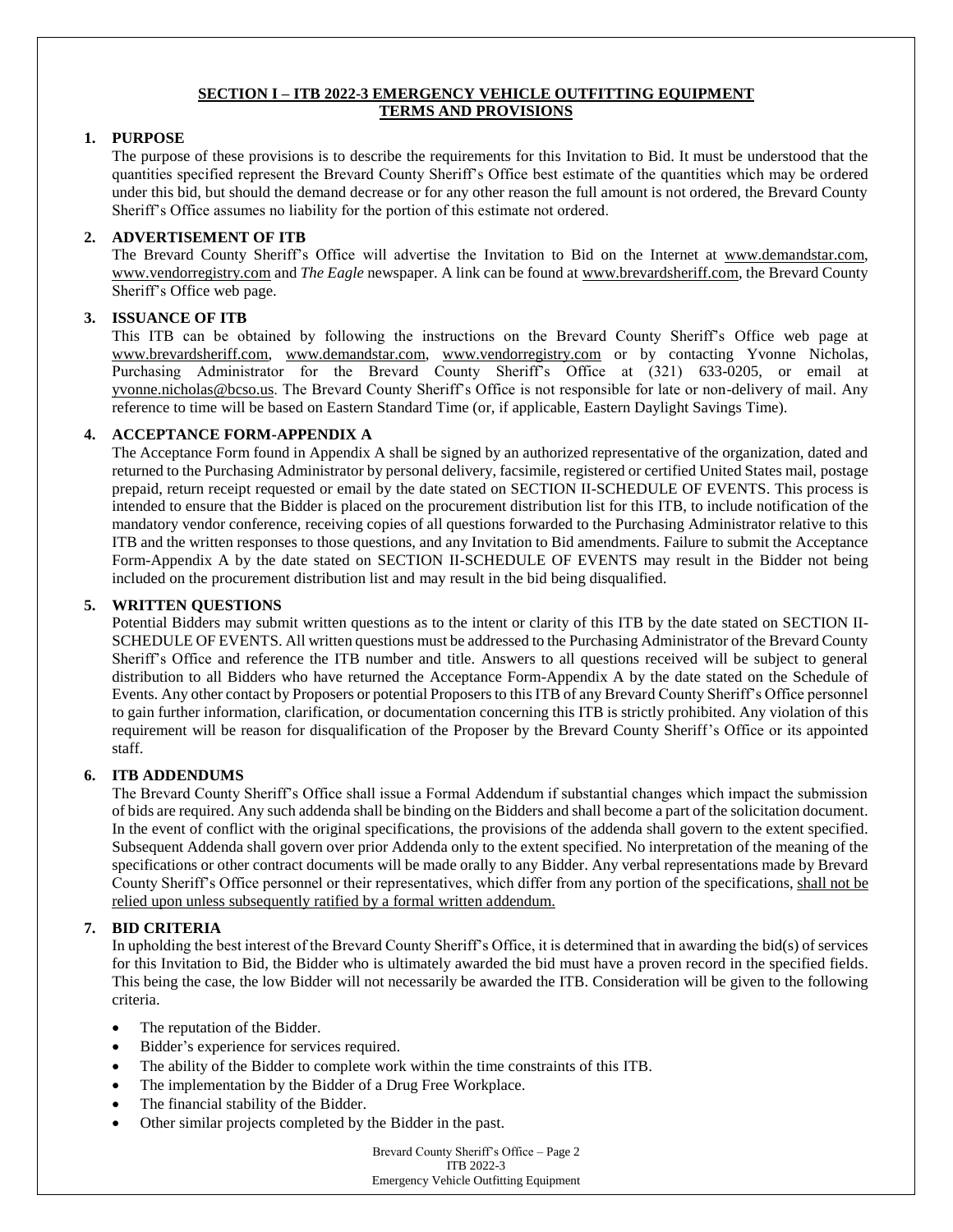## SECTION I – ITB 2022-3 EMERGENCY VEHICLE OUTFITTING EQUIPMENT TERMS AND PROVISIONS

### 1. PURPOSE

The purpose of these provisions is to describe the requirements for this Invitation to Bid. It must be understood that the quantities specified represent the Brevard County Sheriff's Office best estimate of the quantities which may be ordered under this bid, but should the demand decrease or for any other reason the full amount is not ordered, the Brevard County Sheriff's Office assumes no liability for the portion of this estimate not ordered.

### 2. ADVERTISEMENT OF ITB

The Brevard County Sheriff's Office will advertise the Invitation to Bid on the Internet at www.demandstar.com, www.vendorregistry.com and *The Eagle* newspaper. A link can be found at www.brevardsheriff.com, the Brevard County Sheriff's Office web page.

### 3. ISSUANCE OF ITB

This ITB can be obtained by following the instructions on the Brevard County Sheriff's Office web page at www.brevardsheriff.com, www.demandstar.com, www.vendorregistry.com or by contacting Yvonne Nicholas, Purchasing Administrator for the Brevard County Sheriff's Office at (321) 633-0205, or email at yvonne.nicholas@bcso.us. The Brevard County Sheriff's Office is not responsible for late or non-delivery of mail. Any reference to time will be based on Eastern Standard Time (or, if applicable, Eastern Daylight Savings Time).

### 4. ACCEPTANCE FORM-APPENDIX A

The Acceptance Form found in Appendix A shall be signed by an authorized representative of the organization, dated and returned to the Purchasing Administrator by personal delivery, facsimile, registered or certified United States mail, postage prepaid, return receipt requested or email by the date stated on SECTION II-SCHEDULE OF EVENTS. This process is intended to ensure that the Bidder is placed on the procurement distribution list for this ITB, to include notification of the mandatory vendor conference, receiving copies of all questions forwarded to the Purchasing Administrator relative to this ITB and the written responses to those questions, and any Invitation to Bid amendments. Failure to submit the Acceptance Form-Appendix A by the date stated on SECTION II-SCHEDULE OF EVENTS may result in the Bidder not being included on the procurement distribution list and may result in the bid being disqualified.

### 5. WRITTEN QUESTIONS

Potential Bidders may submit written questions as to the intent or clarity of this ITB by the date stated on SECTION II-SCHEDULE OF EVENTS. All written questions must be addressed to the Purchasing Administrator of the Brevard County Sheriff's Office and reference the ITB number and title. Answers to all questions received will be subject to general distribution to all Bidders who have returned the Acceptance Form-Appendix A by the date stated on the Schedule of Events. Any other contact by Proposers or potential Proposers to this ITB of any Brevard County Sheriff's Office personnel to gain further information, clarification, or documentation concerning this ITB is strictly prohibited. Any violation of this requirement will be reason for disqualification of the Proposer by the Brevard County Sheriff's Office or its appointed staff.

### 6. ITB ADDENDUMS

The Brevard County Sheriff's Office shall issue a Formal Addendum if substantial changes which impact the submission of bids are required. Any such addenda shall be binding on the Bidders and shall become a part of the solicitation document. In the event of conflict with the original specifications, the provisions of the addenda shall govern to the extent specified. Subsequent Addenda shall govern over prior Addenda only to the extent specified. No interpretation of the meaning of the specifications or other contract documents will be made orally to any Bidder. Any verbal representations made by Brevard County Sheriff's Office personnel or their representatives, which differ from any portion of the specifications, shall not be relied upon unless subsequently ratified by a formal written addendum.

### 7. BID CRITERIA

In upholding the best interest of the Brevard County Sheriff's Office, it is determined that in awarding the bid(s) of services for this Invitation to Bid, the Bidder who is ultimately awarded the bid must have a proven record in the specified fields. This being the case, the low Bidder will not necessarily be awarded the ITB. Consideration will be given to the following criteria.

- The reputation of the Bidder.
- Bidder's experience for services required.
- The ability of the Bidder to complete work within the time constraints of this ITB.
- The implementation by the Bidder of a Drug Free Workplace.
- The financial stability of the Bidder.
- Other similar projects completed by the Bidder in the past.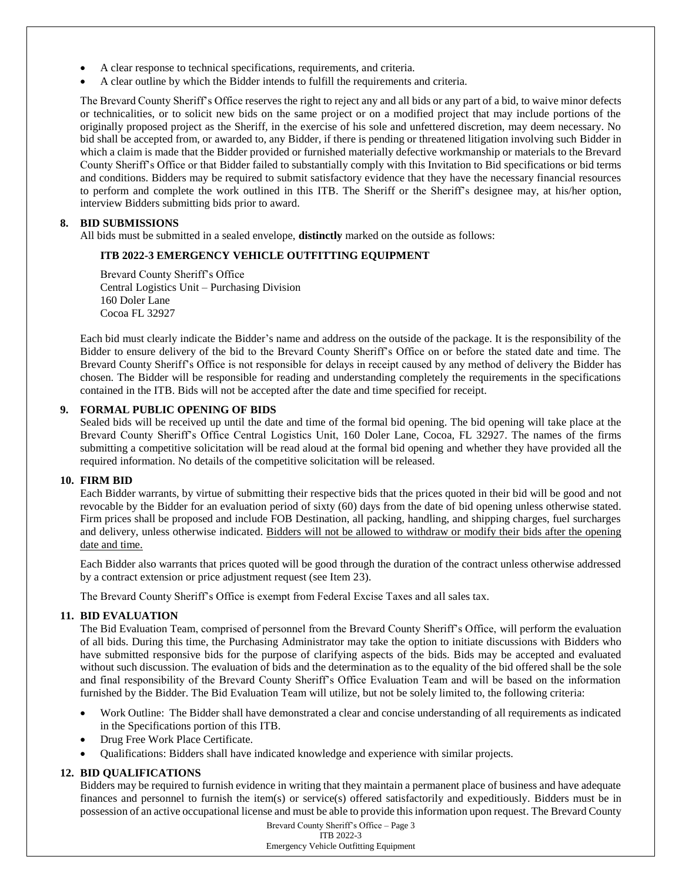- A clear response to technical specifications, requirements, and criteria.
- A clear outline by which the Bidder intends to fulfill the requirements and criteria.

The Brevard County Sheriff's Office reserves the right to reject any and all bids or any part of a bid, to waive minor defects or technicalities, or to solicit new bids on the same project or on a modified project that may include portions of the originally proposed project as the Sheriff, in the exercise of his sole and unfettered discretion, may deem necessary. No bid shall be accepted from, or awarded to, any Bidder, if there is pending or threatened litigation involving such Bidder in which a claim is made that the Bidder provided or furnished materially defective workmanship or materials to the Brevard County Sheriff's Office or that Bidder failed to substantially comply with this Invitation to Bid specifications or bid terms and conditions. Bidders may be required to submit satisfactory evidence that they have the necessary financial resources to perform and complete the work outlined in this ITB. The Sheriff or the Sheriff's designee may, at his/her option, interview Bidders submitting bids prior to award.

**8. BID SUBMISSIONS**

All bids must be submitted in a sealed envelope, **distinctly** marked on the outside as follows:

**ITB 2022-3 EMERGENCY VEHICLE OUTFITTING EQUIPMENT**

Brevard County Sheriff's Office
Central Logistics Unit – Purchasing Division
160 Doler Lane
Cocoa FL 32927

Each bid must clearly indicate the Bidder's name and address on the outside of the package. It is the responsibility of the Bidder to ensure delivery of the bid to the Brevard County Sheriff's Office on or before the stated date and time. The Brevard County Sheriff's Office is not responsible for delays in receipt caused by any method of delivery the Bidder has chosen. The Bidder will be responsible for reading and understanding completely the requirements in the specifications contained in the ITB. Bids will not be accepted after the date and time specified for receipt.

**9. FORMAL PUBLIC OPENING OF BIDS**

Sealed bids will be received up until the date and time of the formal bid opening. The bid opening will take place at the Brevard County Sheriff's Office Central Logistics Unit, 160 Doler Lane, Cocoa, FL 32927. The names of the firms submitting a competitive solicitation will be read aloud at the formal bid opening and whether they have provided all the required information. No details of the competitive solicitation will be released.

**10. FIRM BID**

Each Bidder warrants, by virtue of submitting their respective bids that the prices quoted in their bid will be good and not revocable by the Bidder for an evaluation period of sixty (60) days from the date of bid opening unless otherwise stated. Firm prices shall be proposed and include FOB Destination, all packing, handling, and shipping charges, fuel surcharges and delivery, unless otherwise indicated. Bidders will not be allowed to withdraw or modify their bids after the opening date and time.

Each Bidder also warrants that prices quoted will be good through the duration of the contract unless otherwise addressed by a contract extension or price adjustment request (see Item 23).

The Brevard County Sheriff's Office is exempt from Federal Excise Taxes and all sales tax.

**11. BID EVALUATION**

The Bid Evaluation Team, comprised of personnel from the Brevard County Sheriff's Office, will perform the evaluation of all bids. During this time, the Purchasing Administrator may take the option to initiate discussions with Bidders who have submitted responsive bids for the purpose of clarifying aspects of the bids. Bids may be accepted and evaluated without such discussion. The evaluation of bids and the determination as to the equality of the bid offered shall be the sole and final responsibility of the Brevard County Sheriff's Office Evaluation Team and will be based on the information furnished by the Bidder. The Bid Evaluation Team will utilize, but not be solely limited to, the following criteria:

- Work Outline: The Bidder shall have demonstrated a clear and concise understanding of all requirements as indicated in the Specifications portion of this ITB.
- Drug Free Work Place Certificate.
- Qualifications: Bidders shall have indicated knowledge and experience with similar projects.

**12. BID QUALIFICATIONS**

Bidders may be required to furnish evidence in writing that they maintain a permanent place of business and have adequate finances and personnel to furnish the item(s) or service(s) offered satisfactorily and expeditiously. Bidders must be in possession of an active occupational license and must be able to provide this information upon request. The Brevard County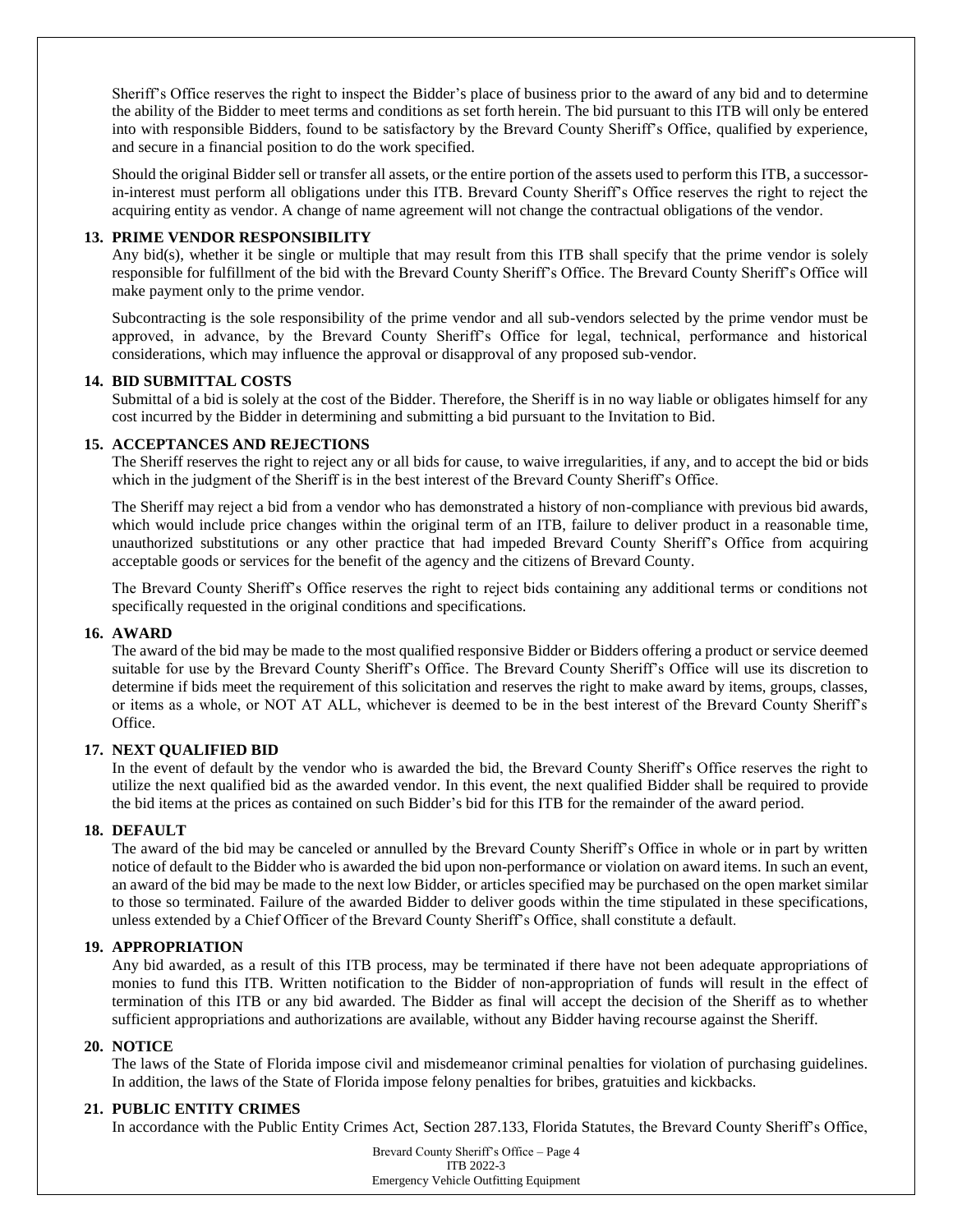Sheriff's Office reserves the right to inspect the Bidder's place of business prior to the award of any bid and to determine the ability of the Bidder to meet terms and conditions as set forth herein. The bid pursuant to this ITB will only be entered into with responsible Bidders, found to be satisfactory by the Brevard County Sheriff's Office, qualified by experience, and secure in a financial position to do the work specified.

Should the original Bidder sell or transfer all assets, or the entire portion of the assets used to perform this ITB, a successor-in-interest must perform all obligations under this ITB. Brevard County Sheriff's Office reserves the right to reject the acquiring entity as vendor. A change of name agreement will not change the contractual obligations of the vendor.

**13. PRIME VENDOR RESPONSIBILITY**

Any bid(s), whether it be single or multiple that may result from this ITB shall specify that the prime vendor is solely responsible for fulfillment of the bid with the Brevard County Sheriff's Office. The Brevard County Sheriff's Office will make payment only to the prime vendor.

Subcontracting is the sole responsibility of the prime vendor and all sub-vendors selected by the prime vendor must be approved, in advance, by the Brevard County Sheriff's Office for legal, technical, performance and historical considerations, which may influence the approval or disapproval of any proposed sub-vendor.

**14. BID SUBMITTAL COSTS**

Submittal of a bid is solely at the cost of the Bidder. Therefore, the Sheriff is in no way liable or obligates himself for any cost incurred by the Bidder in determining and submitting a bid pursuant to the Invitation to Bid.

**15. ACCEPTANCES AND REJECTIONS**

The Sheriff reserves the right to reject any or all bids for cause, to waive irregularities, if any, and to accept the bid or bids which in the judgment of the Sheriff is in the best interest of the Brevard County Sheriff's Office.

The Sheriff may reject a bid from a vendor who has demonstrated a history of non-compliance with previous bid awards, which would include price changes within the original term of an ITB, failure to deliver product in a reasonable time, unauthorized substitutions or any other practice that had impeded Brevard County Sheriff's Office from acquiring acceptable goods or services for the benefit of the agency and the citizens of Brevard County.

The Brevard County Sheriff's Office reserves the right to reject bids containing any additional terms or conditions not specifically requested in the original conditions and specifications.

**16. AWARD**

The award of the bid may be made to the most qualified responsive Bidder or Bidders offering a product or service deemed suitable for use by the Brevard County Sheriff's Office. The Brevard County Sheriff's Office will use its discretion to determine if bids meet the requirement of this solicitation and reserves the right to make award by items, groups, classes, or items as a whole, or NOT AT ALL, whichever is deemed to be in the best interest of the Brevard County Sheriff's Office.

**17. NEXT QUALIFIED BID**

In the event of default by the vendor who is awarded the bid, the Brevard County Sheriff's Office reserves the right to utilize the next qualified bid as the awarded vendor. In this event, the next qualified Bidder shall be required to provide the bid items at the prices as contained on such Bidder's bid for this ITB for the remainder of the award period.

**18. DEFAULT**

The award of the bid may be canceled or annulled by the Brevard County Sheriff's Office in whole or in part by written notice of default to the Bidder who is awarded the bid upon non-performance or violation on award items. In such an event, an award of the bid may be made to the next low Bidder, or articles specified may be purchased on the open market similar to those so terminated. Failure of the awarded Bidder to deliver goods within the time stipulated in these specifications, unless extended by a Chief Officer of the Brevard County Sheriff's Office, shall constitute a default.

**19. APPROPRIATION**

Any bid awarded, as a result of this ITB process, may be terminated if there have not been adequate appropriations of monies to fund this ITB. Written notification to the Bidder of non-appropriation of funds will result in the effect of termination of this ITB or any bid awarded. The Bidder as final will accept the decision of the Sheriff as to whether sufficient appropriations and authorizations are available, without any Bidder having recourse against the Sheriff.

**20. NOTICE**

The laws of the State of Florida impose civil and misdemeanor criminal penalties for violation of purchasing guidelines. In addition, the laws of the State of Florida impose felony penalties for bribes, gratuities and kickbacks.

**21. PUBLIC ENTITY CRIMES**

In accordance with the Public Entity Crimes Act, Section 287.133, Florida Statutes, the Brevard County Sheriff's Office,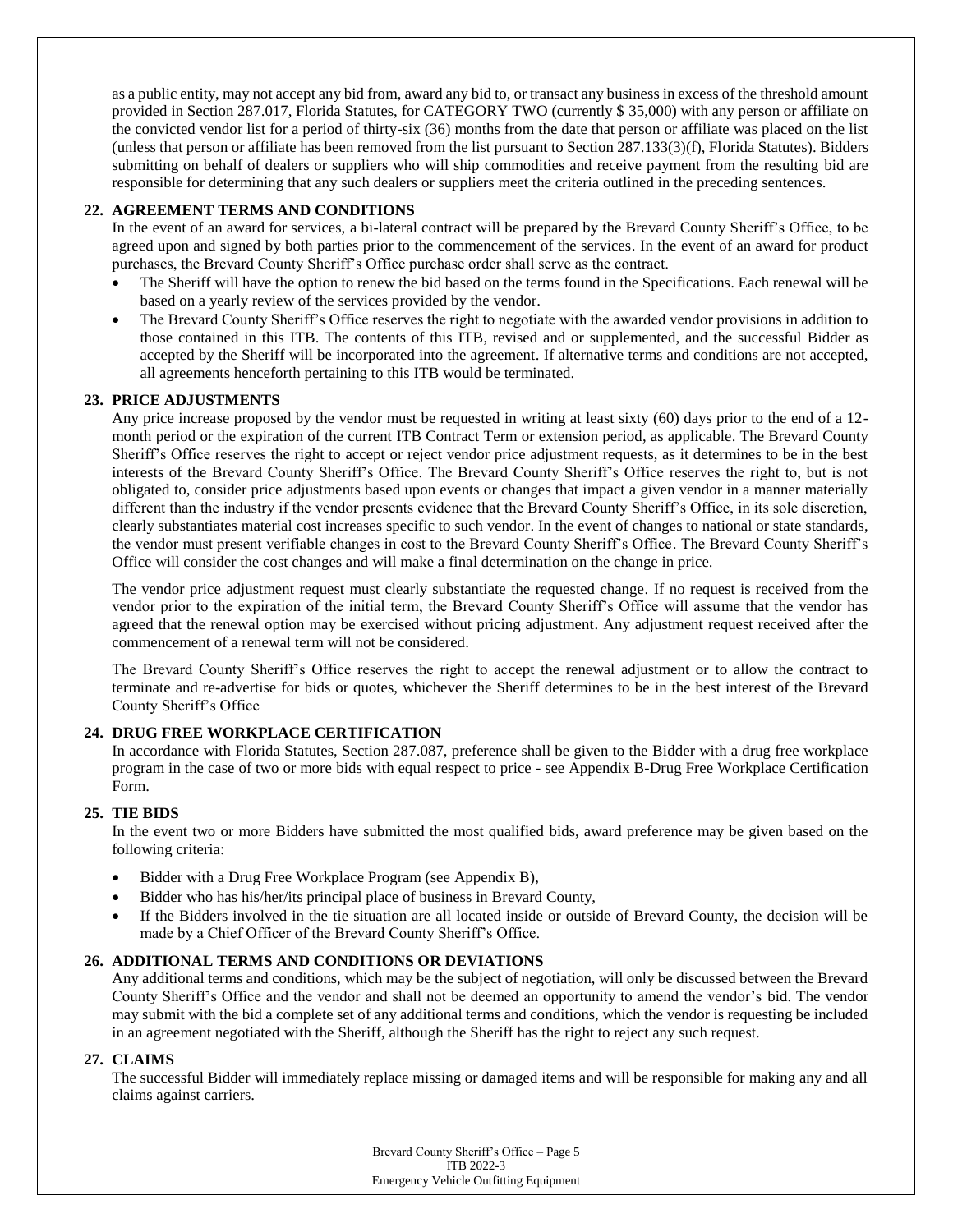as a public entity, may not accept any bid from, award any bid to, or transact any business in excess of the threshold amount provided in Section 287.017, Florida Statutes, for CATEGORY TWO (currently $ 35,000) with any person or affiliate on the convicted vendor list for a period of thirty-six (36) months from the date that person or affiliate was placed on the list (unless that person or affiliate has been removed from the list pursuant to Section 287.133(3)(f), Florida Statutes). Bidders submitting on behalf of dealers or suppliers who will ship commodities and receive payment from the resulting bid are responsible for determining that any such dealers or suppliers meet the criteria outlined in the preceding sentences.

## 22. AGREEMENT TERMS AND CONDITIONS

In the event of an award for services, a bi-lateral contract will be prepared by the Brevard County Sheriff's Office, to be agreed upon and signed by both parties prior to the commencement of the services. In the event of an award for product purchases, the Brevard County Sheriff's Office purchase order shall serve as the contract.

- The Sheriff will have the option to renew the bid based on the terms found in the Specifications. Each renewal will be based on a yearly review of the services provided by the vendor.
- The Brevard County Sheriff's Office reserves the right to negotiate with the awarded vendor provisions in addition to those contained in this ITB. The contents of this ITB, revised and or supplemented, and the successful Bidder as accepted by the Sheriff will be incorporated into the agreement. If alternative terms and conditions are not accepted, all agreements henceforth pertaining to this ITB would be terminated.

## 23. PRICE ADJUSTMENTS

Any price increase proposed by the vendor must be requested in writing at least sixty (60) days prior to the end of a 12-month period or the expiration of the current ITB Contract Term or extension period, as applicable. The Brevard County Sheriff's Office reserves the right to accept or reject vendor price adjustment requests, as it determines to be in the best interests of the Brevard County Sheriff's Office. The Brevard County Sheriff's Office reserves the right to, but is not obligated to, consider price adjustments based upon events or changes that impact a given vendor in a manner materially different than the industry if the vendor presents evidence that the Brevard County Sheriff's Office, in its sole discretion, clearly substantiates material cost increases specific to such vendor. In the event of changes to national or state standards, the vendor must present verifiable changes in cost to the Brevard County Sheriff's Office. The Brevard County Sheriff's Office will consider the cost changes and will make a final determination on the change in price.

The vendor price adjustment request must clearly substantiate the requested change. If no request is received from the vendor prior to the expiration of the initial term, the Brevard County Sheriff's Office will assume that the vendor has agreed that the renewal option may be exercised without pricing adjustment. Any adjustment request received after the commencement of a renewal term will not be considered.

The Brevard County Sheriff's Office reserves the right to accept the renewal adjustment or to allow the contract to terminate and re-advertise for bids or quotes, whichever the Sheriff determines to be in the best interest of the Brevard County Sheriff's Office

## 24. DRUG FREE WORKPLACE CERTIFICATION

In accordance with Florida Statutes, Section 287.087, preference shall be given to the Bidder with a drug free workplace program in the case of two or more bids with equal respect to price - see Appendix B-Drug Free Workplace Certification Form.

## 25. TIE BIDS

In the event two or more Bidders have submitted the most qualified bids, award preference may be given based on the following criteria:

- Bidder with a Drug Free Workplace Program (see Appendix B),
- Bidder who has his/her/its principal place of business in Brevard County,
- If the Bidders involved in the tie situation are all located inside or outside of Brevard County, the decision will be made by a Chief Officer of the Brevard County Sheriff's Office.

## 26. ADDITIONAL TERMS AND CONDITIONS OR DEVIATIONS

Any additional terms and conditions, which may be the subject of negotiation, will only be discussed between the Brevard County Sheriff's Office and the vendor and shall not be deemed an opportunity to amend the vendor's bid. The vendor may submit with the bid a complete set of any additional terms and conditions, which the vendor is requesting be included in an agreement negotiated with the Sheriff, although the Sheriff has the right to reject any such request.

## 27. CLAIMS

The successful Bidder will immediately replace missing or damaged items and will be responsible for making any and all claims against carriers.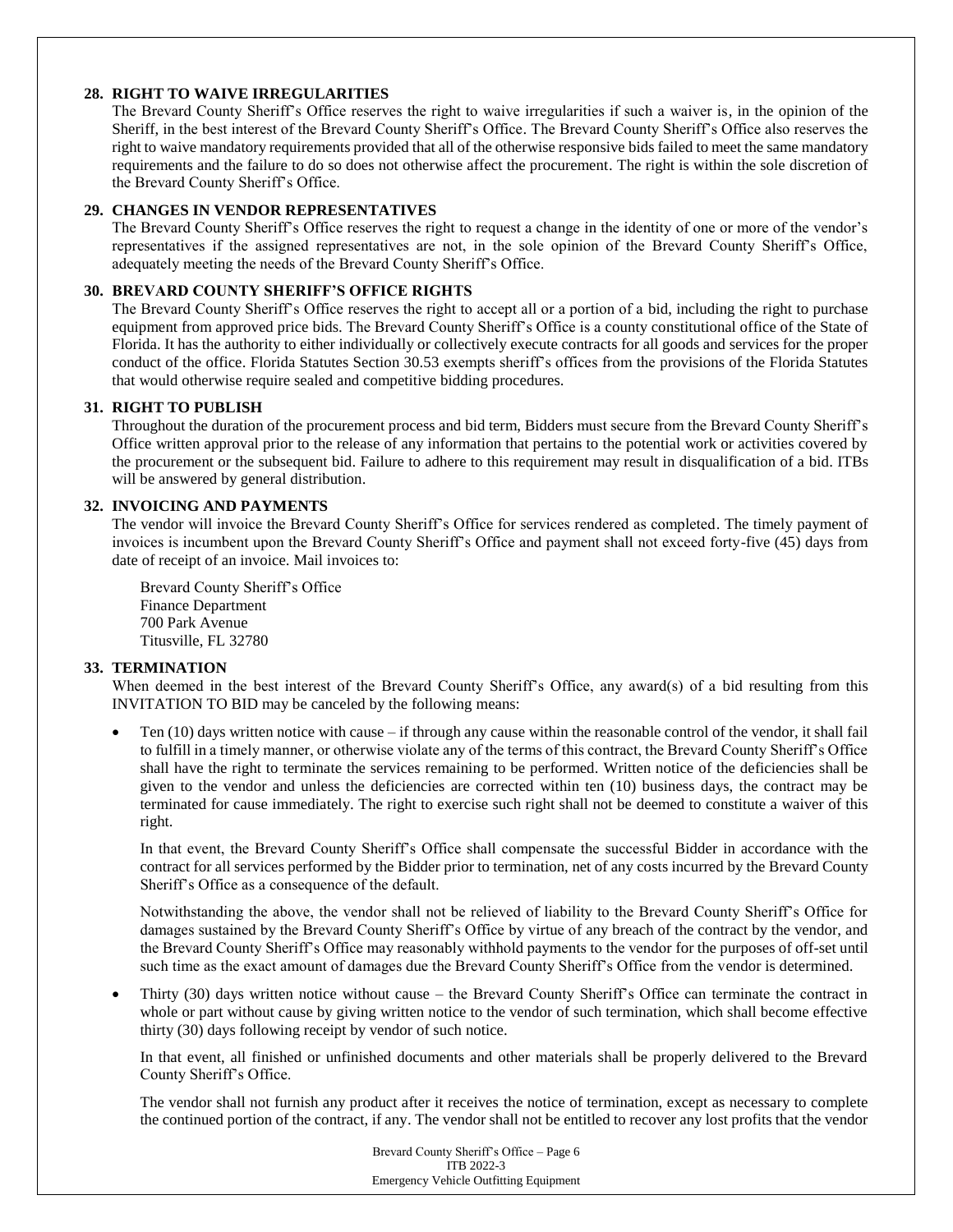**28. RIGHT TO WAIVE IRREGULARITIES**

The Brevard County Sheriff's Office reserves the right to waive irregularities if such a waiver is, in the opinion of the Sheriff, in the best interest of the Brevard County Sheriff's Office. The Brevard County Sheriff's Office also reserves the right to waive mandatory requirements provided that all of the otherwise responsive bids failed to meet the same mandatory requirements and the failure to do so does not otherwise affect the procurement. The right is within the sole discretion of the Brevard County Sheriff's Office.

**29. CHANGES IN VENDOR REPRESENTATIVES**

The Brevard County Sheriff's Office reserves the right to request a change in the identity of one or more of the vendor's representatives if the assigned representatives are not, in the sole opinion of the Brevard County Sheriff's Office, adequately meeting the needs of the Brevard County Sheriff's Office.

**30. BREVARD COUNTY SHERIFF'S OFFICE RIGHTS**

The Brevard County Sheriff's Office reserves the right to accept all or a portion of a bid, including the right to purchase equipment from approved price bids. The Brevard County Sheriff's Office is a county constitutional office of the State of Florida. It has the authority to either individually or collectively execute contracts for all goods and services for the proper conduct of the office. Florida Statutes Section 30.53 exempts sheriff's offices from the provisions of the Florida Statutes that would otherwise require sealed and competitive bidding procedures.

**31. RIGHT TO PUBLISH**

Throughout the duration of the procurement process and bid term, Bidders must secure from the Brevard County Sheriff's Office written approval prior to the release of any information that pertains to the potential work or activities covered by the procurement or the subsequent bid. Failure to adhere to this requirement may result in disqualification of a bid. ITBs will be answered by general distribution.

**32. INVOICING AND PAYMENTS**

The vendor will invoice the Brevard County Sheriff's Office for services rendered as completed. The timely payment of invoices is incumbent upon the Brevard County Sheriff's Office and payment shall not exceed forty-five (45) days from date of receipt of an invoice. Mail invoices to:

Brevard County Sheriff's Office
Finance Department
700 Park Avenue
Titusville, FL 32780

**33. TERMINATION**

When deemed in the best interest of the Brevard County Sheriff's Office, any award(s) of a bid resulting from this INVITATION TO BID may be canceled by the following means:

- Ten (10) days written notice with cause – if through any cause within the reasonable control of the vendor, it shall fail to fulfill in a timely manner, or otherwise violate any of the terms of this contract, the Brevard County Sheriff's Office shall have the right to terminate the services remaining to be performed. Written notice of the deficiencies shall be given to the vendor and unless the deficiencies are corrected within ten (10) business days, the contract may be terminated for cause immediately. The right to exercise such right shall not be deemed to constitute a waiver of this right.

  In that event, the Brevard County Sheriff's Office shall compensate the successful Bidder in accordance with the contract for all services performed by the Bidder prior to termination, net of any costs incurred by the Brevard County Sheriff's Office as a consequence of the default.

  Notwithstanding the above, the vendor shall not be relieved of liability to the Brevard County Sheriff's Office for damages sustained by the Brevard County Sheriff's Office by virtue of any breach of the contract by the vendor, and the Brevard County Sheriff's Office may reasonably withhold payments to the vendor for the purposes of off-set until such time as the exact amount of damages due the Brevard County Sheriff's Office from the vendor is determined.

- Thirty (30) days written notice without cause – the Brevard County Sheriff's Office can terminate the contract in whole or part without cause by giving written notice to the vendor of such termination, which shall become effective thirty (30) days following receipt by vendor of such notice.

  In that event, all finished or unfinished documents and other materials shall be properly delivered to the Brevard County Sheriff's Office.

  The vendor shall not furnish any product after it receives the notice of termination, except as necessary to complete the continued portion of the contract, if any. The vendor shall not be entitled to recover any lost profits that the vendor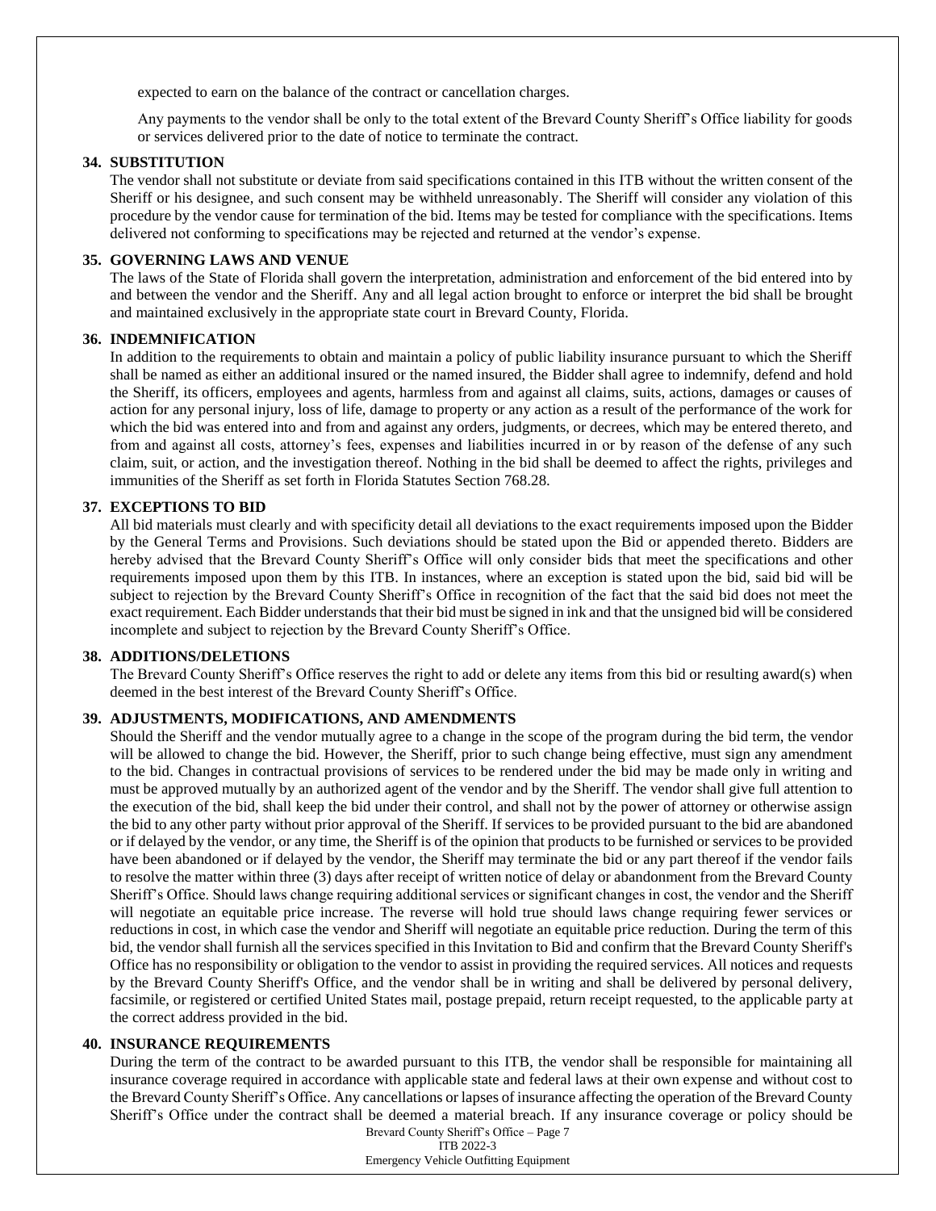expected to earn on the balance of the contract or cancellation charges.

Any payments to the vendor shall be only to the total extent of the Brevard County Sheriff's Office liability for goods or services delivered prior to the date of notice to terminate the contract.

**34. SUBSTITUTION**

The vendor shall not substitute or deviate from said specifications contained in this ITB without the written consent of the Sheriff or his designee, and such consent may be withheld unreasonably. The Sheriff will consider any violation of this procedure by the vendor cause for termination of the bid. Items may be tested for compliance with the specifications. Items delivered not conforming to specifications may be rejected and returned at the vendor's expense.

**35. GOVERNING LAWS AND VENUE**

The laws of the State of Florida shall govern the interpretation, administration and enforcement of the bid entered into by and between the vendor and the Sheriff. Any and all legal action brought to enforce or interpret the bid shall be brought and maintained exclusively in the appropriate state court in Brevard County, Florida.

**36. INDEMNIFICATION**

In addition to the requirements to obtain and maintain a policy of public liability insurance pursuant to which the Sheriff shall be named as either an additional insured or the named insured, the Bidder shall agree to indemnify, defend and hold the Sheriff, its officers, employees and agents, harmless from and against all claims, suits, actions, damages or causes of action for any personal injury, loss of life, damage to property or any action as a result of the performance of the work for which the bid was entered into and from and against any orders, judgments, or decrees, which may be entered thereto, and from and against all costs, attorney's fees, expenses and liabilities incurred in or by reason of the defense of any such claim, suit, or action, and the investigation thereof. Nothing in the bid shall be deemed to affect the rights, privileges and immunities of the Sheriff as set forth in Florida Statutes Section 768.28.

**37. EXCEPTIONS TO BID**

All bid materials must clearly and with specificity detail all deviations to the exact requirements imposed upon the Bidder by the General Terms and Provisions. Such deviations should be stated upon the Bid or appended thereto. Bidders are hereby advised that the Brevard County Sheriff's Office will only consider bids that meet the specifications and other requirements imposed upon them by this ITB. In instances, where an exception is stated upon the bid, said bid will be subject to rejection by the Brevard County Sheriff's Office in recognition of the fact that the said bid does not meet the exact requirement. Each Bidder understands that their bid must be signed in ink and that the unsigned bid will be considered incomplete and subject to rejection by the Brevard County Sheriff's Office.

**38. ADDITIONS/DELETIONS**

The Brevard County Sheriff's Office reserves the right to add or delete any items from this bid or resulting award(s) when deemed in the best interest of the Brevard County Sheriff's Office.

**39. ADJUSTMENTS, MODIFICATIONS, AND AMENDMENTS**

Should the Sheriff and the vendor mutually agree to a change in the scope of the program during the bid term, the vendor will be allowed to change the bid. However, the Sheriff, prior to such change being effective, must sign any amendment to the bid. Changes in contractual provisions of services to be rendered under the bid may be made only in writing and must be approved mutually by an authorized agent of the vendor and by the Sheriff. The vendor shall give full attention to the execution of the bid, shall keep the bid under their control, and shall not by the power of attorney or otherwise assign the bid to any other party without prior approval of the Sheriff. If services to be provided pursuant to the bid are abandoned or if delayed by the vendor, or any time, the Sheriff is of the opinion that products to be furnished or services to be provided have been abandoned or if delayed by the vendor, the Sheriff may terminate the bid or any part thereof if the vendor fails to resolve the matter within three (3) days after receipt of written notice of delay or abandonment from the Brevard County Sheriff's Office. Should laws change requiring additional services or significant changes in cost, the vendor and the Sheriff will negotiate an equitable price increase. The reverse will hold true should laws change requiring fewer services or reductions in cost, in which case the vendor and Sheriff will negotiate an equitable price reduction. During the term of this bid, the vendor shall furnish all the services specified in this Invitation to Bid and confirm that the Brevard County Sheriff's Office has no responsibility or obligation to the vendor to assist in providing the required services. All notices and requests by the Brevard County Sheriff's Office, and the vendor shall be in writing and shall be delivered by personal delivery, facsimile, or registered or certified United States mail, postage prepaid, return receipt requested, to the applicable party at the correct address provided in the bid.

**40. INSURANCE REQUIREMENTS**

During the term of the contract to be awarded pursuant to this ITB, the vendor shall be responsible for maintaining all insurance coverage required in accordance with applicable state and federal laws at their own expense and without cost to the Brevard County Sheriff's Office. Any cancellations or lapses of insurance affecting the operation of the Brevard County Sheriff's Office under the contract shall be deemed a material breach. If any insurance coverage or policy should be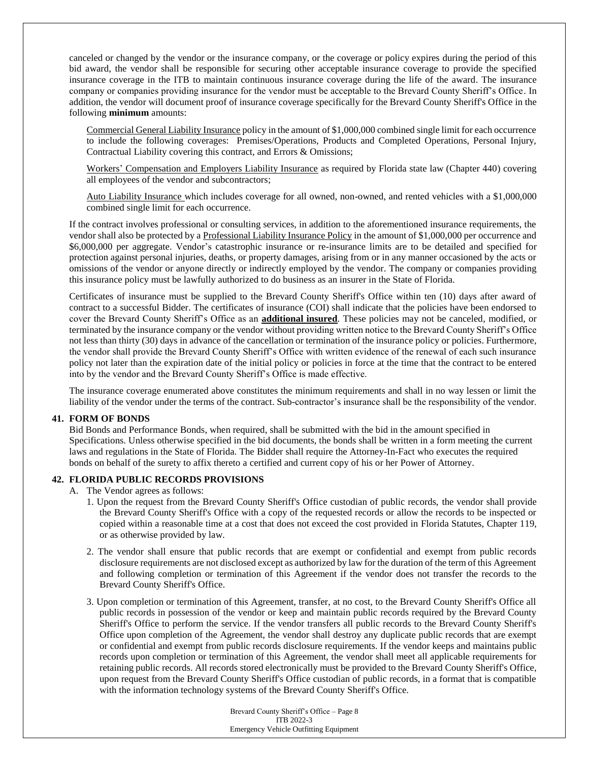canceled or changed by the vendor or the insurance company, or the coverage or policy expires during the period of this bid award, the vendor shall be responsible for securing other acceptable insurance coverage to provide the specified insurance coverage in the ITB to maintain continuous insurance coverage during the life of the award. The insurance company or companies providing insurance for the vendor must be acceptable to the Brevard County Sheriff's Office. In addition, the vendor will document proof of insurance coverage specifically for the Brevard County Sheriff's Office in the following **minimum** amounts:

Commercial General Liability Insurance policy in the amount of $1,000,000 combined single limit for each occurrence to include the following coverages: Premises/Operations, Products and Completed Operations, Personal Injury, Contractual Liability covering this contract, and Errors & Omissions;

Workers' Compensation and Employers Liability Insurance as required by Florida state law (Chapter 440) covering all employees of the vendor and subcontractors;

Auto Liability Insurance which includes coverage for all owned, non-owned, and rented vehicles with a $1,000,000 combined single limit for each occurrence.

If the contract involves professional or consulting services, in addition to the aforementioned insurance requirements, the vendor shall also be protected by a Professional Liability Insurance Policy in the amount of $1,000,000 per occurrence and $6,000,000 per aggregate. Vendor's catastrophic insurance or re-insurance limits are to be detailed and specified for protection against personal injuries, deaths, or property damages, arising from or in any manner occasioned by the acts or omissions of the vendor or anyone directly or indirectly employed by the vendor. The company or companies providing this insurance policy must be lawfully authorized to do business as an insurer in the State of Florida.

Certificates of insurance must be supplied to the Brevard County Sheriff's Office within ten (10) days after award of contract to a successful Bidder. The certificates of insurance (COI) shall indicate that the policies have been endorsed to cover the Brevard County Sheriff's Office as an **additional insured**. These policies may not be canceled, modified, or terminated by the insurance company or the vendor without providing written notice to the Brevard County Sheriff's Office not less than thirty (30) days in advance of the cancellation or termination of the insurance policy or policies. Furthermore, the vendor shall provide the Brevard County Sheriff's Office with written evidence of the renewal of each such insurance policy not later than the expiration date of the initial policy or policies in force at the time that the contract to be entered into by the vendor and the Brevard County Sheriff's Office is made effective.

The insurance coverage enumerated above constitutes the minimum requirements and shall in no way lessen or limit the liability of the vendor under the terms of the contract. Sub-contractor's insurance shall be the responsibility of the vendor.

## 41. FORM OF BONDS

Bid Bonds and Performance Bonds, when required, shall be submitted with the bid in the amount specified in Specifications. Unless otherwise specified in the bid documents, the bonds shall be written in a form meeting the current laws and regulations in the State of Florida. The Bidder shall require the Attorney-In-Fact who executes the required bonds on behalf of the surety to affix thereto a certified and current copy of his or her Power of Attorney.

## 42. FLORIDA PUBLIC RECORDS PROVISIONS

A. The Vendor agrees as follows:

1. Upon the request from the Brevard County Sheriff's Office custodian of public records, the vendor shall provide the Brevard County Sheriff's Office with a copy of the requested records or allow the records to be inspected or copied within a reasonable time at a cost that does not exceed the cost provided in Florida Statutes, Chapter 119, or as otherwise provided by law.

2. The vendor shall ensure that public records that are exempt or confidential and exempt from public records disclosure requirements are not disclosed except as authorized by law for the duration of the term of this Agreement and following completion or termination of this Agreement if the vendor does not transfer the records to the Brevard County Sheriff's Office.

3. Upon completion or termination of this Agreement, transfer, at no cost, to the Brevard County Sheriff's Office all public records in possession of the vendor or keep and maintain public records required by the Brevard County Sheriff's Office to perform the service. If the vendor transfers all public records to the Brevard County Sheriff's Office upon completion of the Agreement, the vendor shall destroy any duplicate public records that are exempt or confidential and exempt from public records disclosure requirements. If the vendor keeps and maintains public records upon completion or termination of this Agreement, the vendor shall meet all applicable requirements for retaining public records. All records stored electronically must be provided to the Brevard County Sheriff's Office, upon request from the Brevard County Sheriff's Office custodian of public records, in a format that is compatible with the information technology systems of the Brevard County Sheriff's Office.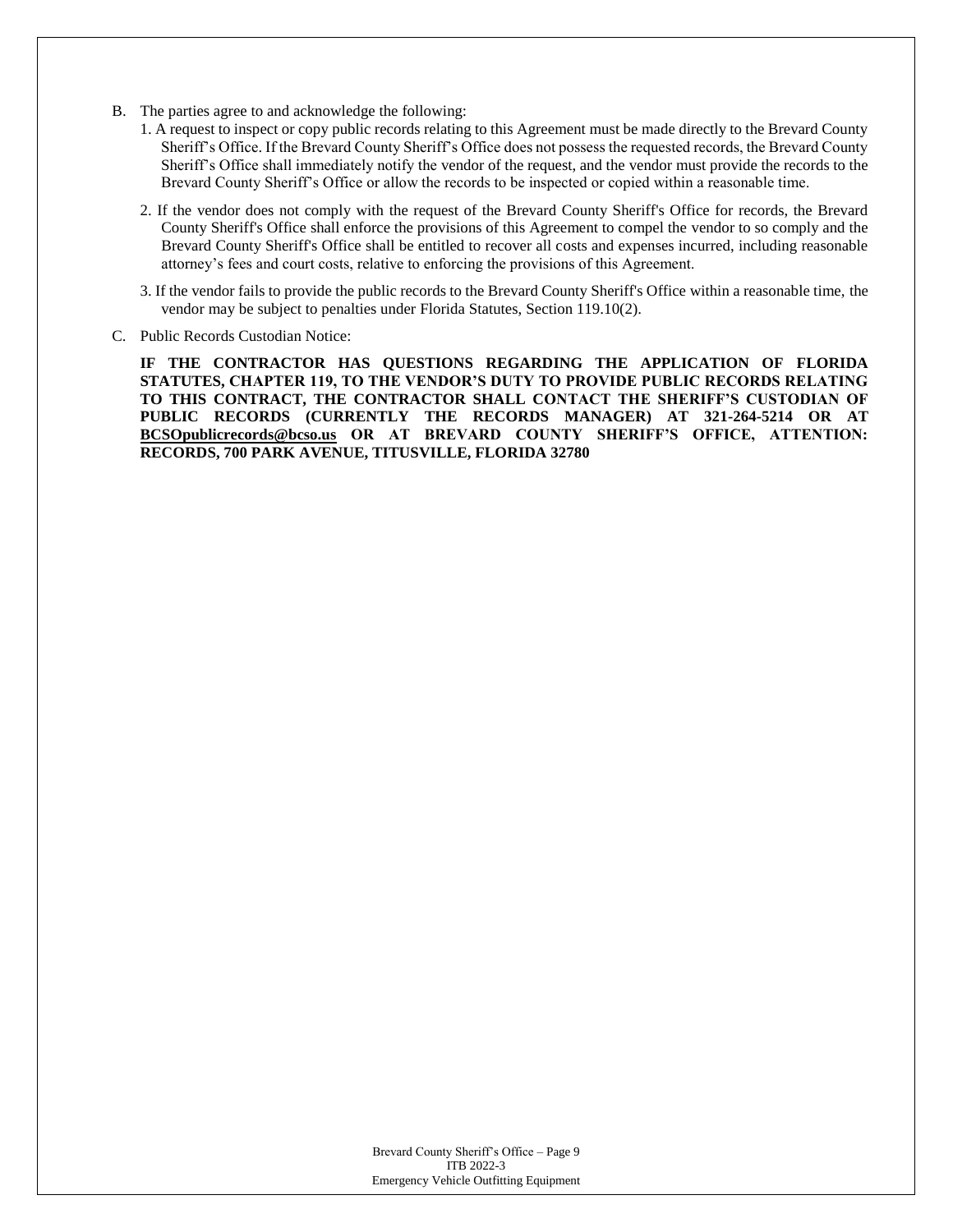B. The parties agree to and acknowledge the following:

   1. A request to inspect or copy public records relating to this Agreement must be made directly to the Brevard County Sheriff's Office. If the Brevard County Sheriff's Office does not possess the requested records, the Brevard County Sheriff's Office shall immediately notify the vendor of the request, and the vendor must provide the records to the Brevard County Sheriff's Office or allow the records to be inspected or copied within a reasonable time.

   2. If the vendor does not comply with the request of the Brevard County Sheriff's Office for records, the Brevard County Sheriff's Office shall enforce the provisions of this Agreement to compel the vendor to so comply and the Brevard County Sheriff's Office shall be entitled to recover all costs and expenses incurred, including reasonable attorney's fees and court costs, relative to enforcing the provisions of this Agreement.

   3. If the vendor fails to provide the public records to the Brevard County Sheriff's Office within a reasonable time, the vendor may be subject to penalties under Florida Statutes, Section 119.10(2).

C. Public Records Custodian Notice:

   **IF THE CONTRACTOR HAS QUESTIONS REGARDING THE APPLICATION OF FLORIDA STATUTES, CHAPTER 119, TO THE VENDOR'S DUTY TO PROVIDE PUBLIC RECORDS RELATING TO THIS CONTRACT, THE CONTRACTOR SHALL CONTACT THE SHERIFF'S CUSTODIAN OF PUBLIC RECORDS (CURRENTLY THE RECORDS MANAGER) AT 321-264-5214 OR AT BCSOpublicrecords@bcso.us OR AT BREVARD COUNTY SHERIFF'S OFFICE, ATTENTION: RECORDS, 700 PARK AVENUE, TITUSVILLE, FLORIDA 32780**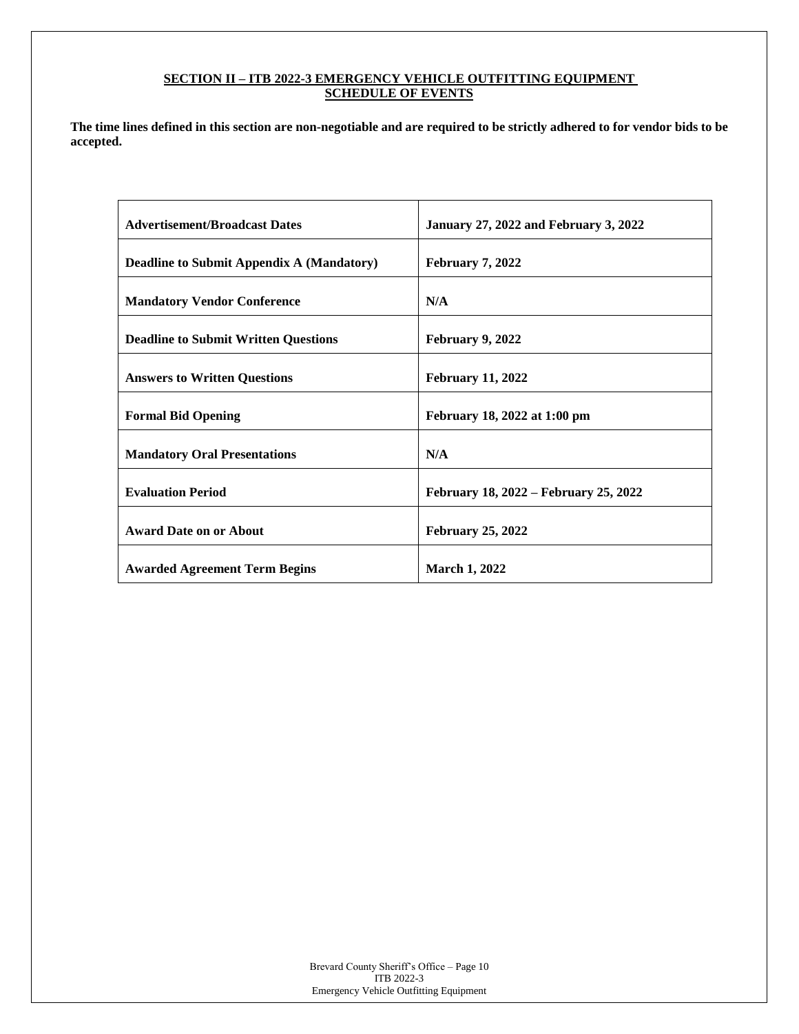## SECTION II – ITB 2022-3 EMERGENCY VEHICLE OUTFITTING EQUIPMENT SCHEDULE OF EVENTS

**The time lines defined in this section are non-negotiable and are required to be strictly adhered to for vendor bids to be accepted.**

| | |
|---|---|
| **Advertisement/Broadcast Dates** | **January 27, 2022 and February 3, 2022** |
| **Deadline to Submit Appendix A (Mandatory)** | **February 7, 2022** |
| **Mandatory Vendor Conference** | **N/A** |
| **Deadline to Submit Written Questions** | **February 9, 2022** |
| **Answers to Written Questions** | **February 11, 2022** |
| **Formal Bid Opening** | **February 18, 2022 at 1:00 pm** |
| **Mandatory Oral Presentations** | **N/A** |
| **Evaluation Period** | **February 18, 2022 – February 25, 2022** |
| **Award Date on or About** | **February 25, 2022** |
| **Awarded Agreement Term Begins** | **March 1, 2022** |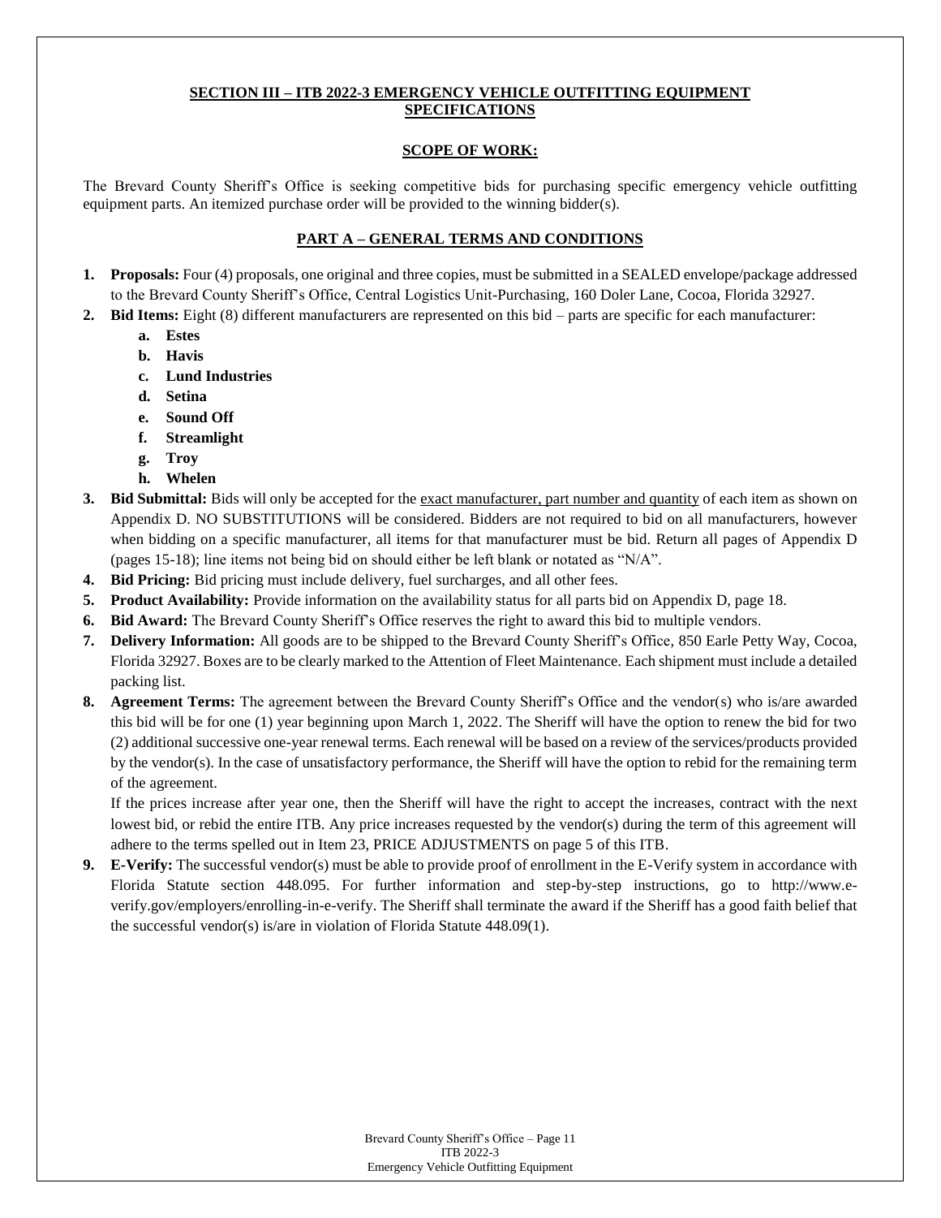## SECTION III – ITB 2022-3 EMERGENCY VEHICLE OUTFITTING EQUIPMENT SPECIFICATIONS

### SCOPE OF WORK:

The Brevard County Sheriff's Office is seeking competitive bids for purchasing specific emergency vehicle outfitting equipment parts. An itemized purchase order will be provided to the winning bidder(s).

### PART A – GENERAL TERMS AND CONDITIONS

1. **Proposals:** Four (4) proposals, one original and three copies, must be submitted in a SEALED envelope/package addressed to the Brevard County Sheriff's Office, Central Logistics Unit-Purchasing, 160 Doler Lane, Cocoa, Florida 32927.
2. **Bid Items:** Eight (8) different manufacturers are represented on this bid – parts are specific for each manufacturer:
   a. **Estes**
   b. **Havis**
   c. **Lund Industries**
   d. **Setina**
   e. **Sound Off**
   f. **Streamlight**
   g. **Troy**
   h. **Whelen**
3. **Bid Submittal:** Bids will only be accepted for the exact manufacturer, part number and quantity of each item as shown on Appendix D. NO SUBSTITUTIONS will be considered. Bidders are not required to bid on all manufacturers, however when bidding on a specific manufacturer, all items for that manufacturer must be bid. Return all pages of Appendix D (pages 15-18); line items not being bid on should either be left blank or notated as "N/A".
4. **Bid Pricing:** Bid pricing must include delivery, fuel surcharges, and all other fees.
5. **Product Availability:** Provide information on the availability status for all parts bid on Appendix D, page 18.
6. **Bid Award:** The Brevard County Sheriff's Office reserves the right to award this bid to multiple vendors.
7. **Delivery Information:** All goods are to be shipped to the Brevard County Sheriff's Office, 850 Earle Petty Way, Cocoa, Florida 32927. Boxes are to be clearly marked to the Attention of Fleet Maintenance. Each shipment must include a detailed packing list.
8. **Agreement Terms:** The agreement between the Brevard County Sheriff's Office and the vendor(s) who is/are awarded this bid will be for one (1) year beginning upon March 1, 2022. The Sheriff will have the option to renew the bid for two (2) additional successive one-year renewal terms. Each renewal will be based on a review of the services/products provided by the vendor(s). In the case of unsatisfactory performance, the Sheriff will have the option to rebid for the remaining term of the agreement.

   If the prices increase after year one, then the Sheriff will have the right to accept the increases, contract with the next lowest bid, or rebid the entire ITB. Any price increases requested by the vendor(s) during the term of this agreement will adhere to the terms spelled out in Item 23, PRICE ADJUSTMENTS on page 5 of this ITB.
9. **E-Verify:** The successful vendor(s) must be able to provide proof of enrollment in the E-Verify system in accordance with Florida Statute section 448.095. For further information and step-by-step instructions, go to http://www.e-verify.gov/employers/enrolling-in-e-verify. The Sheriff shall terminate the award if the Sheriff has a good faith belief that the successful vendor(s) is/are in violation of Florida Statute 448.09(1).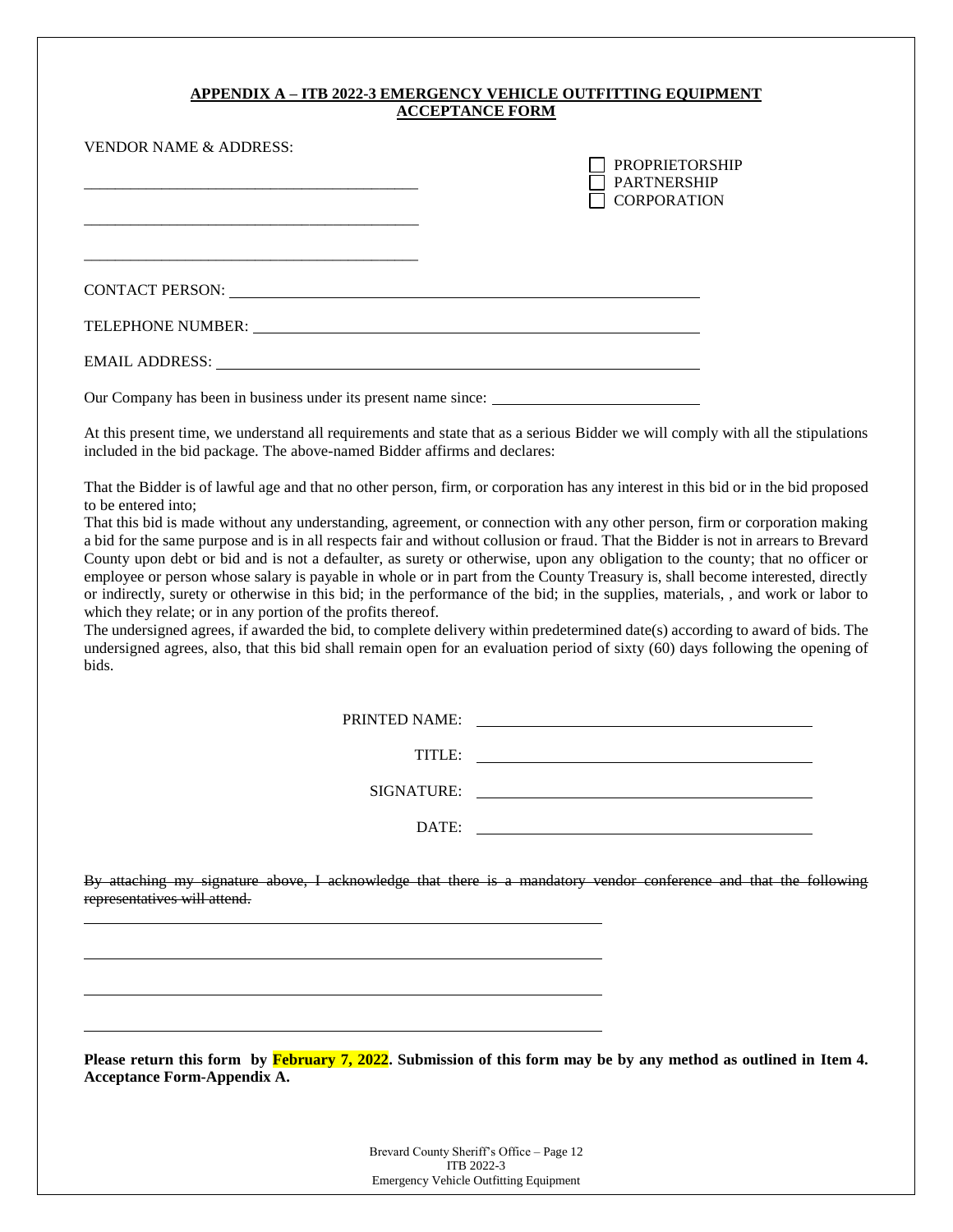**APPENDIX A – ITB 2022-3 EMERGENCY VEHICLE OUTFITTING EQUIPMENT ACCEPTANCE FORM**

VENDOR NAME & ADDRESS:

\_\_\_\_\_\_\_\_\_\_\_\_\_\_\_\_\_\_\_\_\_\_\_\_\_\_\_\_\_\_\_\_\_\_\_\_\_\_\_\_\_\_

\_\_\_\_\_\_\_\_\_\_\_\_\_\_\_\_\_\_\_\_\_\_\_\_\_\_\_\_\_\_\_\_\_\_\_\_\_\_\_\_\_\_

\_\_\_\_\_\_\_\_\_\_\_\_\_\_\_\_\_\_\_\_\_\_\_\_\_\_\_\_\_\_\_\_\_\_\_\_\_\_\_\_\_\_

☐ PROPRIETORSHIP
☐ PARTNERSHIP
☐ CORPORATION

CONTACT PERSON: \_\_\_\_\_\_\_\_\_\_\_\_\_\_\_\_\_\_\_\_\_\_\_\_\_\_\_\_\_\_\_\_\_\_\_\_\_\_\_\_\_\_

TELEPHONE NUMBER: \_\_\_\_\_\_\_\_\_\_\_\_\_\_\_\_\_\_\_\_\_\_\_\_\_\_\_\_\_\_\_\_\_\_\_\_\_\_\_\_\_\_

EMAIL ADDRESS: \_\_\_\_\_\_\_\_\_\_\_\_\_\_\_\_\_\_\_\_\_\_\_\_\_\_\_\_\_\_\_\_\_\_\_\_\_\_\_\_\_\_

Our Company has been in business under its present name since: \_\_\_\_\_\_\_\_\_\_\_\_\_\_\_\_\_\_\_\_

At this present time, we understand all requirements and state that as a serious Bidder we will comply with all the stipulations included in the bid package. The above-named Bidder affirms and declares:

That the Bidder is of lawful age and that no other person, firm, or corporation has any interest in this bid or in the bid proposed to be entered into;

That this bid is made without any understanding, agreement, or connection with any other person, firm or corporation making a bid for the same purpose and is in all respects fair and without collusion or fraud. That the Bidder is not in arrears to Brevard County upon debt or bid and is not a defaulter, as surety or otherwise, upon any obligation to the county; that no officer or employee or person whose salary is payable in whole or in part from the County Treasury is, shall become interested, directly or indirectly, surety or otherwise in this bid; in the performance of the bid; in the supplies, materials, , and work or labor to which they relate; or in any portion of the profits thereof.

The undersigned agrees, if awarded the bid, to complete delivery within predetermined date(s) according to award of bids. The undersigned agrees, also, that this bid shall remain open for an evaluation period of sixty (60) days following the opening of bids.

PRINTED NAME: \_\_\_\_\_\_\_\_\_\_\_\_\_\_\_\_\_\_\_\_\_\_\_\_\_\_\_\_\_\_\_\_\_\_\_\_

TITLE: \_\_\_\_\_\_\_\_\_\_\_\_\_\_\_\_\_\_\_\_\_\_\_\_\_\_\_\_\_\_\_\_\_\_\_\_

SIGNATURE: \_\_\_\_\_\_\_\_\_\_\_\_\_\_\_\_\_\_\_\_\_\_\_\_\_\_\_\_\_\_\_\_\_\_\_\_

DATE: \_\_\_\_\_\_\_\_\_\_\_\_\_\_\_\_\_\_\_\_\_\_\_\_\_\_\_\_\_\_\_\_\_\_\_\_

~~By attaching my signature above, I acknowledge that there is a mandatory vendor conference and that the following representatives will attend.~~

\_\_\_\_\_\_\_\_\_\_\_\_\_\_\_\_\_\_\_\_\_\_\_\_\_\_\_\_\_\_\_\_\_\_\_\_\_\_\_\_\_\_\_\_\_\_\_\_\_\_\_\_\_\_\_\_\_\_\_\_

\_\_\_\_\_\_\_\_\_\_\_\_\_\_\_\_\_\_\_\_\_\_\_\_\_\_\_\_\_\_\_\_\_\_\_\_\_\_\_\_\_\_\_\_\_\_\_\_\_\_\_\_\_\_\_\_\_\_\_\_

\_\_\_\_\_\_\_\_\_\_\_\_\_\_\_\_\_\_\_\_\_\_\_\_\_\_\_\_\_\_\_\_\_\_\_\_\_\_\_\_\_\_\_\_\_\_\_\_\_\_\_\_\_\_\_\_\_\_\_\_

\_\_\_\_\_\_\_\_\_\_\_\_\_\_\_\_\_\_\_\_\_\_\_\_\_\_\_\_\_\_\_\_\_\_\_\_\_\_\_\_\_\_\_\_\_\_\_\_\_\_\_\_\_\_\_\_\_\_\_\_

**Please return this form by February 7, 2022. Submission of this form may be by any method as outlined in Item 4. Acceptance Form-Appendix A.**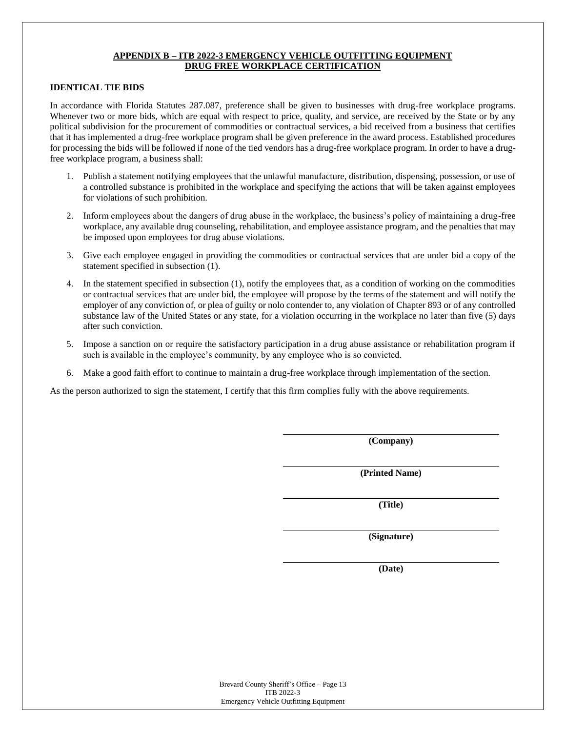## APPENDIX B – ITB 2022-3 EMERGENCY VEHICLE OUTFITTING EQUIPMENT
## DRUG FREE WORKPLACE CERTIFICATION

**IDENTICAL TIE BIDS**

In accordance with Florida Statutes 287.087, preference shall be given to businesses with drug-free workplace programs. Whenever two or more bids, which are equal with respect to price, quality, and service, are received by the State or by any political subdivision for the procurement of commodities or contractual services, a bid received from a business that certifies that it has implemented a drug-free workplace program shall be given preference in the award process. Established procedures for processing the bids will be followed if none of the tied vendors has a drug-free workplace program. In order to have a drug-free workplace program, a business shall:

1. Publish a statement notifying employees that the unlawful manufacture, distribution, dispensing, possession, or use of a controlled substance is prohibited in the workplace and specifying the actions that will be taken against employees for violations of such prohibition.

2. Inform employees about the dangers of drug abuse in the workplace, the business's policy of maintaining a drug-free workplace, any available drug counseling, rehabilitation, and employee assistance program, and the penalties that may be imposed upon employees for drug abuse violations.

3. Give each employee engaged in providing the commodities or contractual services that are under bid a copy of the statement specified in subsection (1).

4. In the statement specified in subsection (1), notify the employees that, as a condition of working on the commodities or contractual services that are under bid, the employee will propose by the terms of the statement and will notify the employer of any conviction of, or plea of guilty or nolo contender to, any violation of Chapter 893 or of any controlled substance law of the United States or any state, for a violation occurring in the workplace no later than five (5) days after such conviction.

5. Impose a sanction on or require the satisfactory participation in a drug abuse assistance or rehabilitation program if such is available in the employee's community, by any employee who is so convicted.

6. Make a good faith effort to continue to maintain a drug-free workplace through implementation of the section.

As the person authorized to sign the statement, I certify that this firm complies fully with the above requirements.

______________________________
**(Company)**

______________________________
**(Printed Name)**

______________________________
**(Title)**

______________________________
**(Signature)**

______________________________
**(Date)**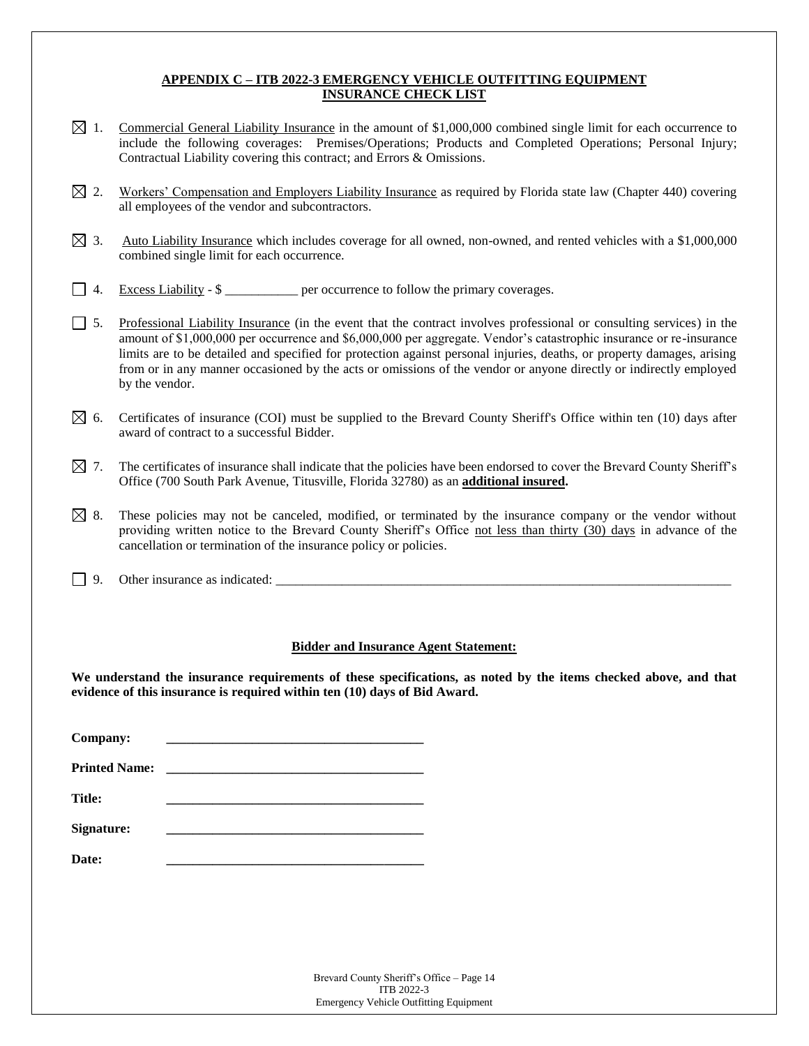## APPENDIX C – ITB 2022-3 EMERGENCY VEHICLE OUTFITTING EQUIPMENT INSURANCE CHECK LIST

☒ 1. Commercial General Liability Insurance in the amount of $1,000,000 combined single limit for each occurrence to include the following coverages: Premises/Operations; Products and Completed Operations; Personal Injury; Contractual Liability covering this contract; and Errors & Omissions.

☒ 2. Workers' Compensation and Employers Liability Insurance as required by Florida state law (Chapter 440) covering all employees of the vendor and subcontractors.

☒ 3. Auto Liability Insurance which includes coverage for all owned, non-owned, and rented vehicles with a $1,000,000 combined single limit for each occurrence.

☐ 4. Excess Liability - $ ___________ per occurrence to follow the primary coverages.

☐ 5. Professional Liability Insurance (in the event that the contract involves professional or consulting services) in the amount of $1,000,000 per occurrence and $6,000,000 per aggregate. Vendor's catastrophic insurance or re-insurance limits are to be detailed and specified for protection against personal injuries, deaths, or property damages, arising from or in any manner occasioned by the acts or omissions of the vendor or anyone directly or indirectly employed by the vendor.

☒ 6. Certificates of insurance (COI) must be supplied to the Brevard County Sheriff's Office within ten (10) days after award of contract to a successful Bidder.

☒ 7. The certificates of insurance shall indicate that the policies have been endorsed to cover the Brevard County Sheriff's Office (700 South Park Avenue, Titusville, Florida 32780) as an **additional insured.**

☒ 8. These policies may not be canceled, modified, or terminated by the insurance company or the vendor without providing written notice to the Brevard County Sheriff's Office not less than thirty (30) days in advance of the cancellation or termination of the insurance policy or policies.

☐ 9. Other insurance as indicated: ___________________________________________________________________________

### Bidder and Insurance Agent Statement:

**We understand the insurance requirements of these specifications, as noted by the items checked above, and that evidence of this insurance is required within ten (10) days of Bid Award.**

**Company:** ________________________________________

**Printed Name:** ________________________________________

**Title:** ________________________________________

**Signature:** ________________________________________

**Date:** ________________________________________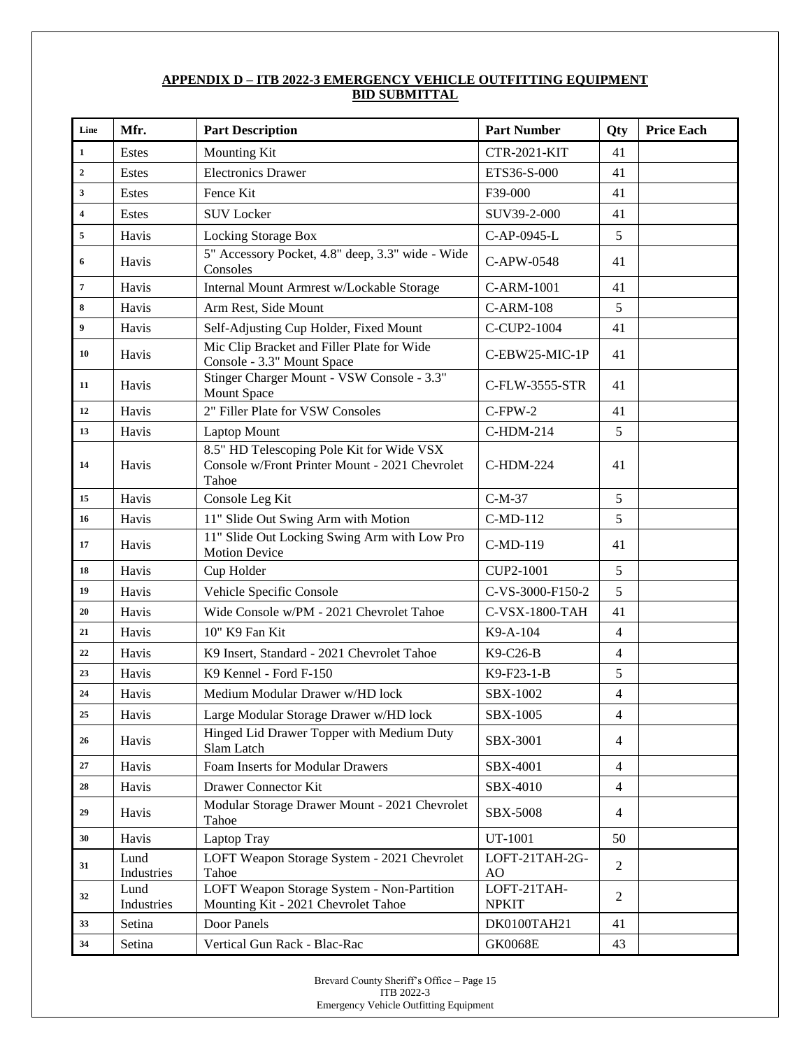**APPENDIX D – ITB 2022-3 EMERGENCY VEHICLE OUTFITTING EQUIPMENT BID SUBMITTAL**

| Line | Mfr. | Part Description | Part Number | Qty | Price Each |
|---|---|---|---|---|---|
| 1 | Estes | Mounting Kit | CTR-2021-KIT | 41 | |
| 2 | Estes | Electronics Drawer | ETS36-S-000 | 41 | |
| 3 | Estes | Fence Kit | F39-000 | 41 | |
| 4 | Estes | SUV Locker | SUV39-2-000 | 41 | |
| 5 | Havis | Locking Storage Box | C-AP-0945-L | 5 | |
| 6 | Havis | 5" Accessory Pocket, 4.8" deep, 3.3" wide - Wide Consoles | C-APW-0548 | 41 | |
| 7 | Havis | Internal Mount Armrest w/Lockable Storage | C-ARM-1001 | 41 | |
| 8 | Havis | Arm Rest, Side Mount | C-ARM-108 | 5 | |
| 9 | Havis | Self-Adjusting Cup Holder, Fixed Mount | C-CUP2-1004 | 41 | |
| 10 | Havis | Mic Clip Bracket and Filler Plate for Wide Console - 3.3" Mount Space | C-EBW25-MIC-1P | 41 | |
| 11 | Havis | Stinger Charger Mount - VSW Console - 3.3" Mount Space | C-FLW-3555-STR | 41 | |
| 12 | Havis | 2" Filler Plate for VSW Consoles | C-FPW-2 | 41 | |
| 13 | Havis | Laptop Mount | C-HDM-214 | 5 | |
| 14 | Havis | 8.5" HD Telescoping Pole Kit for Wide VSX Console w/Front Printer Mount - 2021 Chevrolet Tahoe | C-HDM-224 | 41 | |
| 15 | Havis | Console Leg Kit | C-M-37 | 5 | |
| 16 | Havis | 11" Slide Out Swing Arm with Motion | C-MD-112 | 5 | |
| 17 | Havis | 11" Slide Out Locking Swing Arm with Low Pro Motion Device | C-MD-119 | 41 | |
| 18 | Havis | Cup Holder | CUP2-1001 | 5 | |
| 19 | Havis | Vehicle Specific Console | C-VS-3000-F150-2 | 5 | |
| 20 | Havis | Wide Console w/PM - 2021 Chevrolet Tahoe | C-VSX-1800-TAH | 41 | |
| 21 | Havis | 10" K9 Fan Kit | K9-A-104 | 4 | |
| 22 | Havis | K9 Insert, Standard - 2021 Chevrolet Tahoe | K9-C26-B | 4 | |
| 23 | Havis | K9 Kennel - Ford F-150 | K9-F23-1-B | 5 | |
| 24 | Havis | Medium Modular Drawer w/HD lock | SBX-1002 | 4 | |
| 25 | Havis | Large Modular Storage Drawer w/HD lock | SBX-1005 | 4 | |
| 26 | Havis | Hinged Lid Drawer Topper with Medium Duty Slam Latch | SBX-3001 | 4 | |
| 27 | Havis | Foam Inserts for Modular Drawers | SBX-4001 | 4 | |
| 28 | Havis | Drawer Connector Kit | SBX-4010 | 4 | |
| 29 | Havis | Modular Storage Drawer Mount - 2021 Chevrolet Tahoe | SBX-5008 | 4 | |
| 30 | Havis | Laptop Tray | UT-1001 | 50 | |
| 31 | Lund Industries | LOFT Weapon Storage System - 2021 Chevrolet Tahoe | LOFT-21TAH-2G-AO | 2 | |
| 32 | Lund Industries | LOFT Weapon Storage System - Non-Partition Mounting Kit - 2021 Chevrolet Tahoe | LOFT-21TAH-NPKIT | 2 | |
| 33 | Setina | Door Panels | DK0100TAH21 | 41 | |
| 34 | Setina | Vertical Gun Rack - Blac-Rac | GK0068E | 43 | |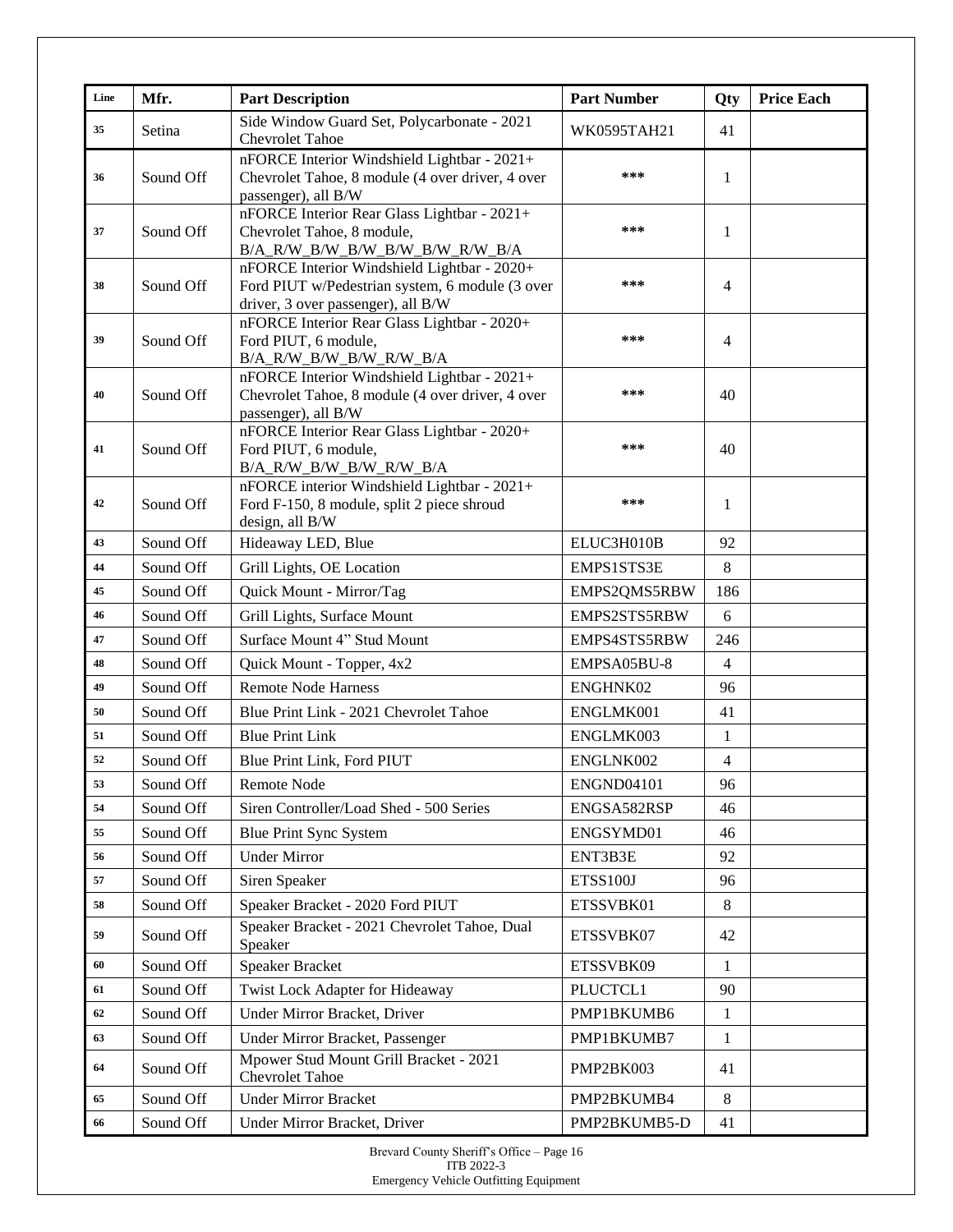| Line | Mfr. | Part Description | Part Number | Qty | Price Each |
|---|---|---|---|---|---|
| 35 | Setina | Side Window Guard Set, Polycarbonate - 2021 Chevrolet Tahoe | WK0595TAH21 | 41 | |
| 36 | Sound Off | nFORCE Interior Windshield Lightbar - 2021+ Chevrolet Tahoe, 8 module (4 over driver, 4 over passenger), all B/W | *** | 1 | |
| 37 | Sound Off | nFORCE Interior Rear Glass Lightbar - 2021+ Chevrolet Tahoe, 8 module, B/A_R/W_B/W_B/W_B/W_B/W_R/W_B/A | *** | 1 | |
| 38 | Sound Off | nFORCE Interior Windshield Lightbar - 2020+ Ford PIUT w/Pedestrian system, 6 module (3 over driver, 3 over passenger), all B/W | *** | 4 | |
| 39 | Sound Off | nFORCE Interior Rear Glass Lightbar - 2020+ Ford PIUT, 6 module, B/A_R/W_B/W_B/W_R/W_B/A | *** | 4 | |
| 40 | Sound Off | nFORCE Interior Windshield Lightbar - 2021+ Chevrolet Tahoe, 8 module (4 over driver, 4 over passenger), all B/W | *** | 40 | |
| 41 | Sound Off | nFORCE Interior Rear Glass Lightbar - 2020+ Ford PIUT, 6 module, B/A_R/W_B/W_B/W_R/W_B/A | *** | 40 | |
| 42 | Sound Off | nFORCE interior Windshield Lightbar - 2021+ Ford F-150, 8 module, split 2 piece shroud design, all B/W | *** | 1 | |
| 43 | Sound Off | Hideaway LED, Blue | ELUC3H010B | 92 | |
| 44 | Sound Off | Grill Lights, OE Location | EMPS1STS3E | 8 | |
| 45 | Sound Off | Quick Mount - Mirror/Tag | EMPS2QMS5RBW | 186 | |
| 46 | Sound Off | Grill Lights, Surface Mount | EMPS2STS5RBW | 6 | |
| 47 | Sound Off | Surface Mount 4" Stud Mount | EMPS4STS5RBW | 246 | |
| 48 | Sound Off | Quick Mount - Topper, 4x2 | EMPSA05BU-8 | 4 | |
| 49 | Sound Off | Remote Node Harness | ENGHNK02 | 96 | |
| 50 | Sound Off | Blue Print Link - 2021 Chevrolet Tahoe | ENGLMK001 | 41 | |
| 51 | Sound Off | Blue Print Link | ENGLMK003 | 1 | |
| 52 | Sound Off | Blue Print Link, Ford PIUT | ENGLNK002 | 4 | |
| 53 | Sound Off | Remote Node | ENGND04101 | 96 | |
| 54 | Sound Off | Siren Controller/Load Shed - 500 Series | ENGSA582RSP | 46 | |
| 55 | Sound Off | Blue Print Sync System | ENGSYMD01 | 46 | |
| 56 | Sound Off | Under Mirror | ENT3B3E | 92 | |
| 57 | Sound Off | Siren Speaker | ETSS100J | 96 | |
| 58 | Sound Off | Speaker Bracket - 2020 Ford PIUT | ETSSVBK01 | 8 | |
| 59 | Sound Off | Speaker Bracket - 2021 Chevrolet Tahoe, Dual Speaker | ETSSVBK07 | 42 | |
| 60 | Sound Off | Speaker Bracket | ETSSVBK09 | 1 | |
| 61 | Sound Off | Twist Lock Adapter for Hideaway | PLUCTCL1 | 90 | |
| 62 | Sound Off | Under Mirror Bracket, Driver | PMP1BKUMB6 | 1 | |
| 63 | Sound Off | Under Mirror Bracket, Passenger | PMP1BKUMB7 | 1 | |
| 64 | Sound Off | Mpower Stud Mount Grill Bracket - 2021 Chevrolet Tahoe | PMP2BK003 | 41 | |
| 65 | Sound Off | Under Mirror Bracket | PMP2BKUMB4 | 8 | |
| 66 | Sound Off | Under Mirror Bracket, Driver | PMP2BKUMB5-D | 41 | |

Brevard County Sheriff's Office – Page 16
ITB 2022-3
Emergency Vehicle Outfitting Equipment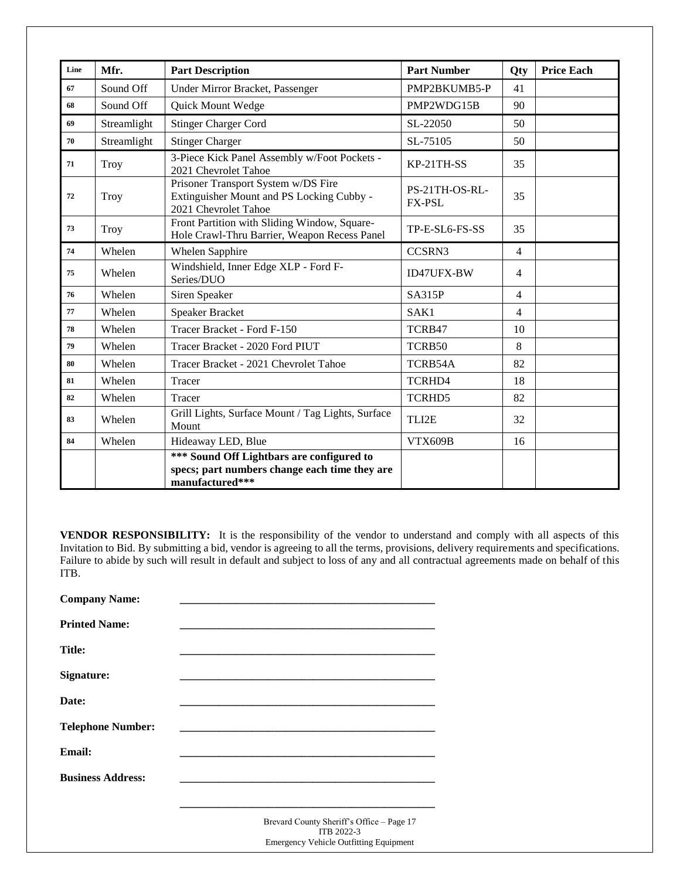| Line | Mfr. | Part Description | Part Number | Qty | Price Each |
|---|---|---|---|---|---|
| 67 | Sound Off | Under Mirror Bracket, Passenger | PMP2BKUMB5-P | 41 | |
| 68 | Sound Off | Quick Mount Wedge | PMP2WDG15B | 90 | |
| 69 | Streamlight | Stinger Charger Cord | SL-22050 | 50 | |
| 70 | Streamlight | Stinger Charger | SL-75105 | 50 | |
| 71 | Troy | 3-Piece Kick Panel Assembly w/Foot Pockets - 2021 Chevrolet Tahoe | KP-21TH-SS | 35 | |
| 72 | Troy | Prisoner Transport System w/DS Fire Extinguisher Mount and PS Locking Cubby - 2021 Chevrolet Tahoe | PS-21TH-OS-RL-FX-PSL | 35 | |
| 73 | Troy | Front Partition with Sliding Window, Square-Hole Crawl-Thru Barrier, Weapon Recess Panel | TP-E-SL6-FS-SS | 35 | |
| 74 | Whelen | Whelen Sapphire | CCSRN3 | 4 | |
| 75 | Whelen | Windshield, Inner Edge XLP - Ford F-Series/DUO | ID47UFX-BW | 4 | |
| 76 | Whelen | Siren Speaker | SA315P | 4 | |
| 77 | Whelen | Speaker Bracket | SAK1 | 4 | |
| 78 | Whelen | Tracer Bracket - Ford F-150 | TCRB47 | 10 | |
| 79 | Whelen | Tracer Bracket - 2020 Ford PIUT | TCRB50 | 8 | |
| 80 | Whelen | Tracer Bracket - 2021 Chevrolet Tahoe | TCRB54A | 82 | |
| 81 | Whelen | Tracer | TCRHD4 | 18 | |
| 82 | Whelen | Tracer | TCRHD5 | 82 | |
| 83 | Whelen | Grill Lights, Surface Mount / Tag Lights, Surface Mount | TLI2E | 32 | |
| 84 | Whelen | Hideaway LED, Blue | VTX609B | 16 | |
| | | **\*\*\* Sound Off Lightbars are configured to specs; part numbers change each time they are manufactured\*\*\*** | | | |

**VENDOR RESPONSIBILITY:** It is the responsibility of the vendor to understand and comply with all aspects of this Invitation to Bid. By submitting a bid, vendor is agreeing to all the terms, provisions, delivery requirements and specifications. Failure to abide by such will result in default and subject to loss of any and all contractual agreements made on behalf of this ITB.

**Company Name:** \_\_\_\_\_\_\_\_\_\_\_\_\_\_\_\_\_\_\_\_\_\_\_\_\_\_\_\_\_\_\_\_\_\_\_\_\_\_\_\_\_\_\_\_

**Printed Name:** \_\_\_\_\_\_\_\_\_\_\_\_\_\_\_\_\_\_\_\_\_\_\_\_\_\_\_\_\_\_\_\_\_\_\_\_\_\_\_\_\_\_\_\_

**Title:** \_\_\_\_\_\_\_\_\_\_\_\_\_\_\_\_\_\_\_\_\_\_\_\_\_\_\_\_\_\_\_\_\_\_\_\_\_\_\_\_\_\_\_\_

**Signature:** \_\_\_\_\_\_\_\_\_\_\_\_\_\_\_\_\_\_\_\_\_\_\_\_\_\_\_\_\_\_\_\_\_\_\_\_\_\_\_\_\_\_\_\_

**Date:** \_\_\_\_\_\_\_\_\_\_\_\_\_\_\_\_\_\_\_\_\_\_\_\_\_\_\_\_\_\_\_\_\_\_\_\_\_\_\_\_\_\_\_\_

**Telephone Number:** \_\_\_\_\_\_\_\_\_\_\_\_\_\_\_\_\_\_\_\_\_\_\_\_\_\_\_\_\_\_\_\_\_\_\_\_\_\_\_\_\_\_\_\_

**Email:** \_\_\_\_\_\_\_\_\_\_\_\_\_\_\_\_\_\_\_\_\_\_\_\_\_\_\_\_\_\_\_\_\_\_\_\_\_\_\_\_\_\_\_\_

**Business Address:** \_\_\_\_\_\_\_\_\_\_\_\_\_\_\_\_\_\_\_\_\_\_\_\_\_\_\_\_\_\_\_\_\_\_\_\_\_\_\_\_\_\_\_\_

\_\_\_\_\_\_\_\_\_\_\_\_\_\_\_\_\_\_\_\_\_\_\_\_\_\_\_\_\_\_\_\_\_\_\_\_\_\_\_\_\_\_\_\_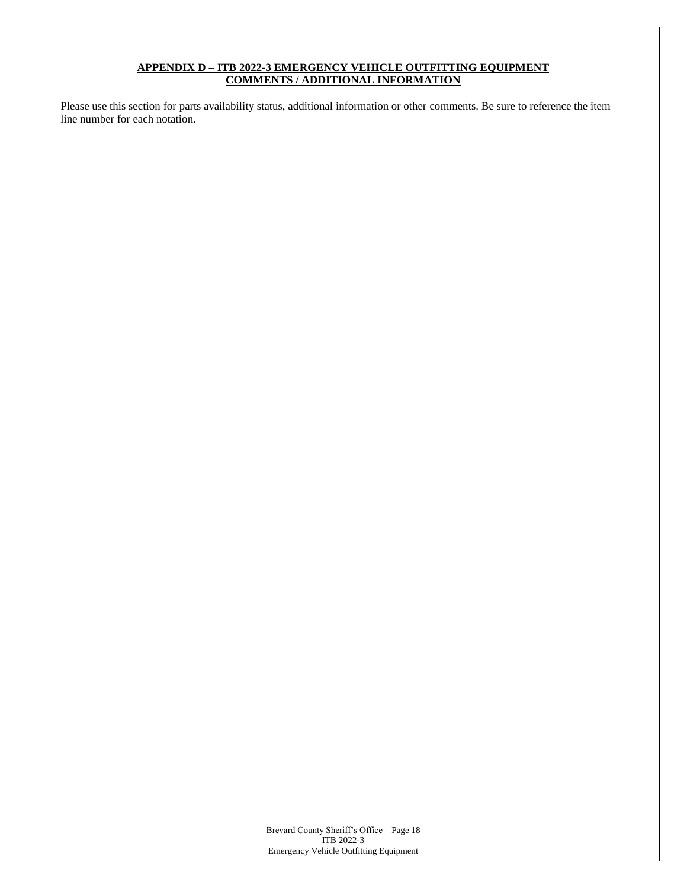## APPENDIX D – ITB 2022-3 EMERGENCY VEHICLE OUTFITTING EQUIPMENT COMMENTS / ADDITIONAL INFORMATION

Please use this section for parts availability status, additional information or other comments. Be sure to reference the item line number for each notation.